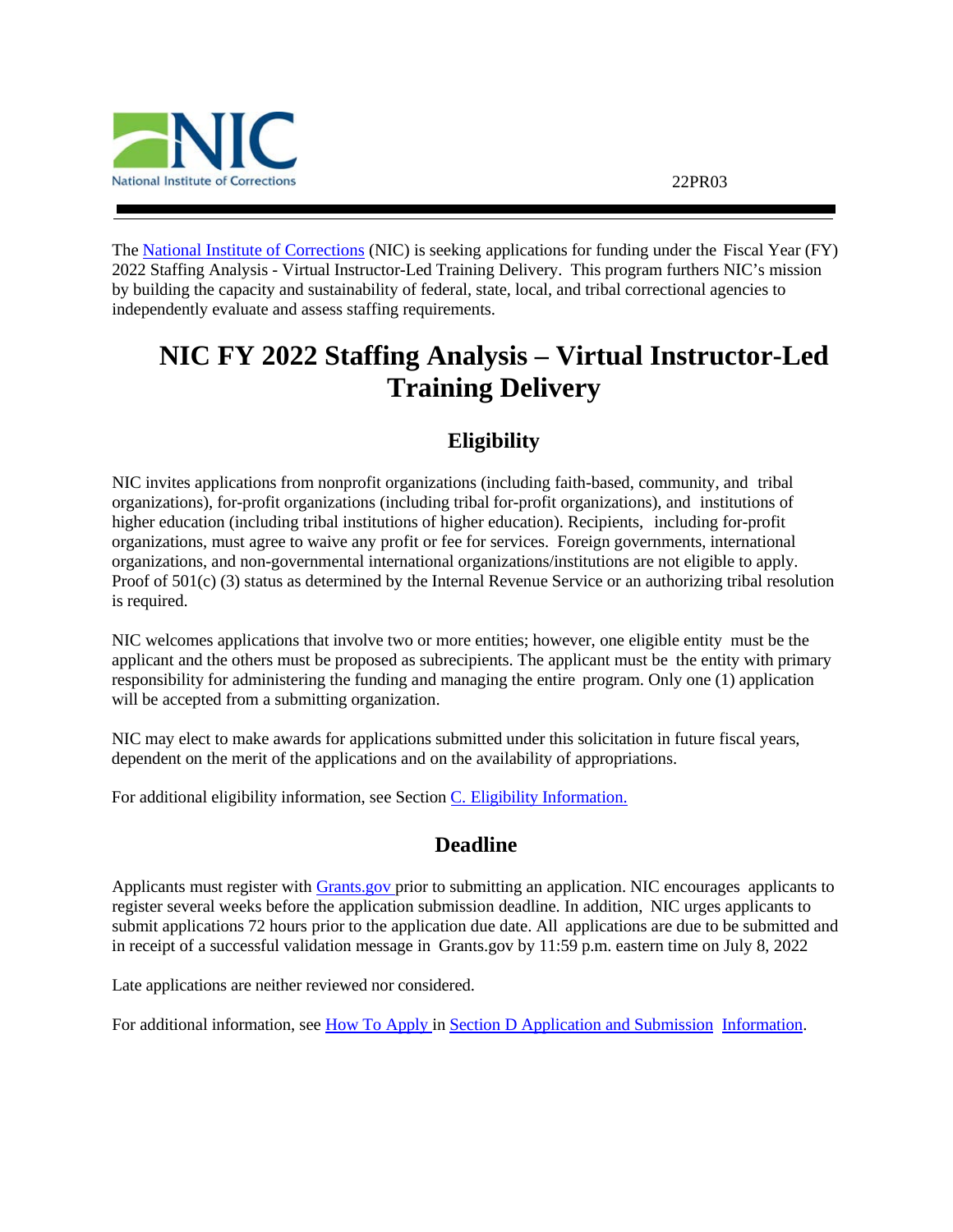22PR03

The National Institute of Corrections (NIC) is seeking applications for funding under the Fiscal Year (FY) 2022 Staffing Analysis - Virtual Instructor-Led Training Delivery. This program furthers NIC's mission by building the capacity and sustainability of federal, state, local, and tribal correctional agencies to independently evaluate and assess staffing requirements.

# NIC FY 2022 Staffing Analysis – Virtual Instructor-Led Training Delivery

## Eligibility

NIC invites applications from nonprofit organizations (including faith-based, community, and tribal organizations), for-profit organizations (including tribal for-profit organizations), and institutions of higher education (including tribal institutions of higher education). Recipients, including for-profit organizations, must agree to waive any profit or fee for services. Foreign governments, international organizations, and non-governmental international organizations/institutions are not eligible to apply. Proof of 501(c) (3) status as determined by the Internal Revenue Service or an authorizing tribal resolution is required.

NIC welcomes applications that involve two or more entities; however, one eligible entity must be the applicant and the others must be proposed as subrecipients. The applicant must be the entity with primary responsibility for administering the funding and managing the entire program. Only one (1) application will be accepted from a submitting organization.

NIC may elect to make awards for applications submitted under this solicitation in future fiscal years, dependent on the merit of the applications and on the availability of appropriations.

For additional eligibility information, see Section C. Eligibility Information.

## Deadline

Applicants must register with Grants.gov prior to submitting an application. NIC encourages applicants to register several weeks before the application submission deadline. In addition, NIC urges applicants to submit applications 72 hours prior to the application due date. All applications are due to be submitted and in receipt of a successful validation message in Grants.gov by 11:59 p.m. eastern time on July 8, 2022

Late applications are neither reviewed nor considered.

For additional information, see How To Apply in Section D Application and Submission Information.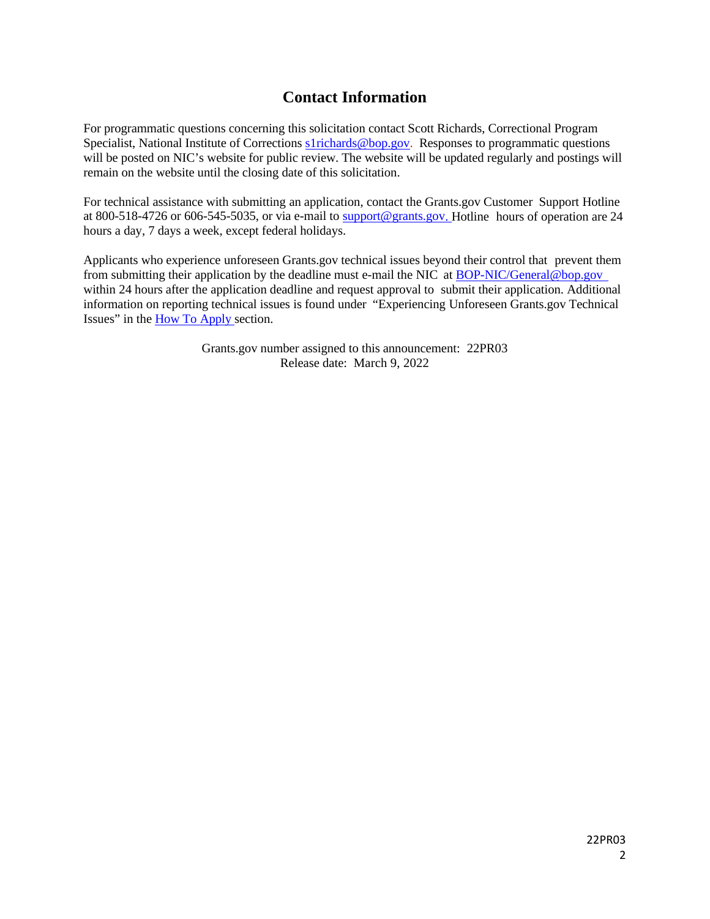## Contact Information

For programmatic questions concerning this solicitation contact Scott Richards, Correctional Program Specialist, National Institute of Corrections s1richards@bop.gov. Responses to programmatic questions will be posted on NIC's website for public review. The website will be updated regularly and postings will remain on the website until the closing date of this solicitation.

For technical assistance with submitting an application, contact the Grants.gov Customer Support Hotline at 800-518-4726 or 606-545-5035, or via e-mail to support@grants.gov. Hotline hours of operation are 24 hours a day, 7 days a week, except federal holidays.

Applicants who experience unforeseen Grants.gov technical issues beyond their control that prevent them from submitting their application by the deadline must e-mail the NIC at BOP-NIC/General@bop.gov within 24 hours after the application deadline and request approval to submit their application. Additional information on reporting technical issues is found under "Experiencing Unforeseen Grants.gov Technical Issues" in the How To Apply section.

Grants.gov number assigned to this announcement: 22PR03
Release date: March 9, 2022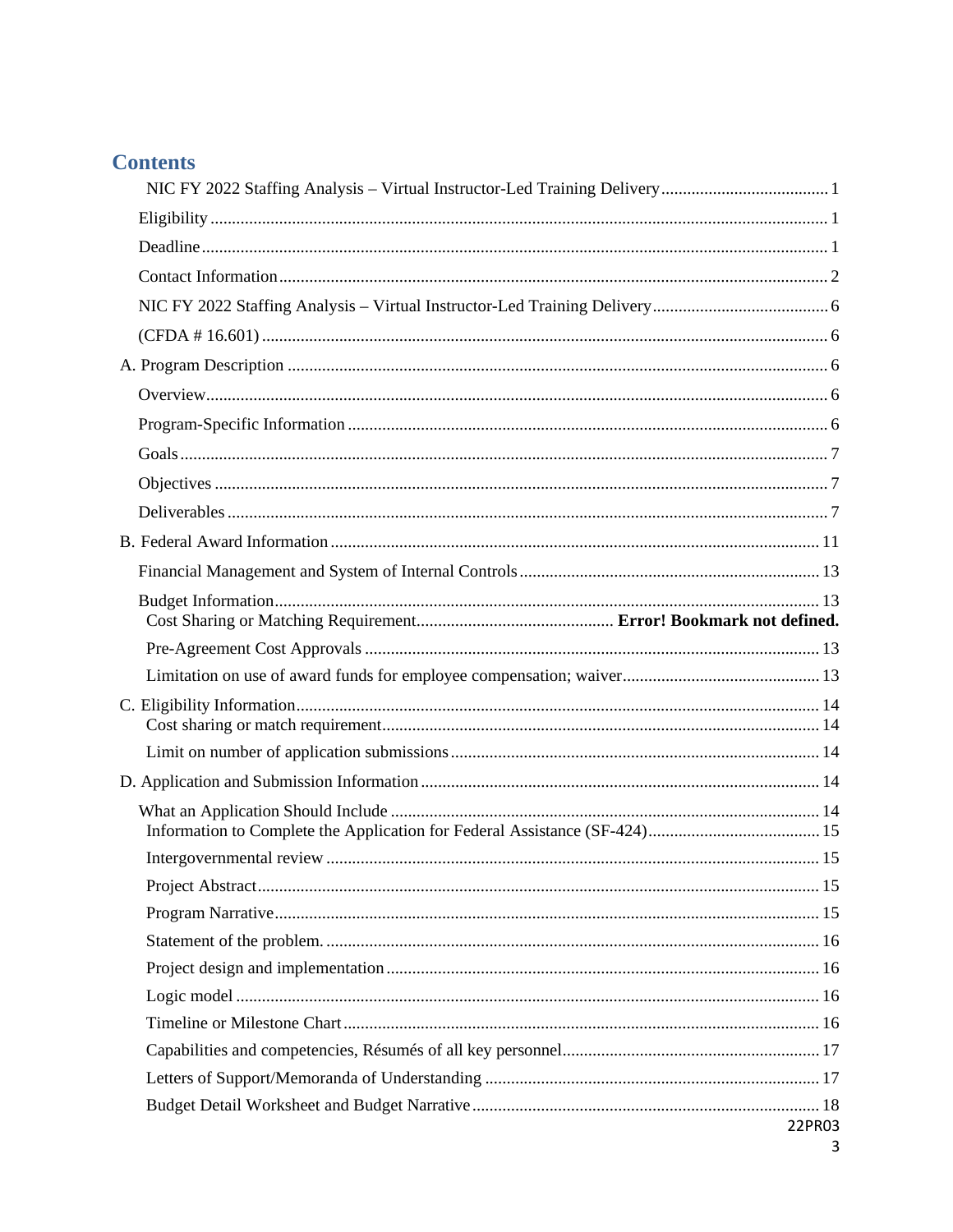# Contents

NIC FY 2022 Staffing Analysis – Virtual Instructor-Led Training Delivery ........ 1

Eligibility ........ 1

Deadline ........ 1

Contact Information ........ 2

NIC FY 2022 Staffing Analysis – Virtual Instructor-Led Training Delivery ........ 6

(CFDA # 16.601) ........ 6

A. Program Description ........ 6

Overview ........ 6

Program-Specific Information ........ 6

Goals ........ 7

Objectives ........ 7

Deliverables ........ 7

B. Federal Award Information ........ 11

Financial Management and System of Internal Controls ........ 13

Budget Information ........ 13

Cost Sharing or Matching Requirement ........ **Error! Bookmark not defined.**

Pre-Agreement Cost Approvals ........ 13

Limitation on use of award funds for employee compensation; waiver ........ 13

C. Eligibility Information ........ 14

Cost sharing or match requirement ........ 14

Limit on number of application submissions ........ 14

D. Application and Submission Information ........ 14

What an Application Should Include ........ 14

Information to Complete the Application for Federal Assistance (SF-424) ........ 15

Intergovernmental review ........ 15

Project Abstract ........ 15

Program Narrative ........ 15

Statement of the problem. ........ 16

Project design and implementation ........ 16

Logic model ........ 16

Timeline or Milestone Chart ........ 16

Capabilities and competencies, Résumés of all key personnel ........ 17

Letters of Support/Memoranda of Understanding ........ 17

Budget Detail Worksheet and Budget Narrative ........ 18

22PR03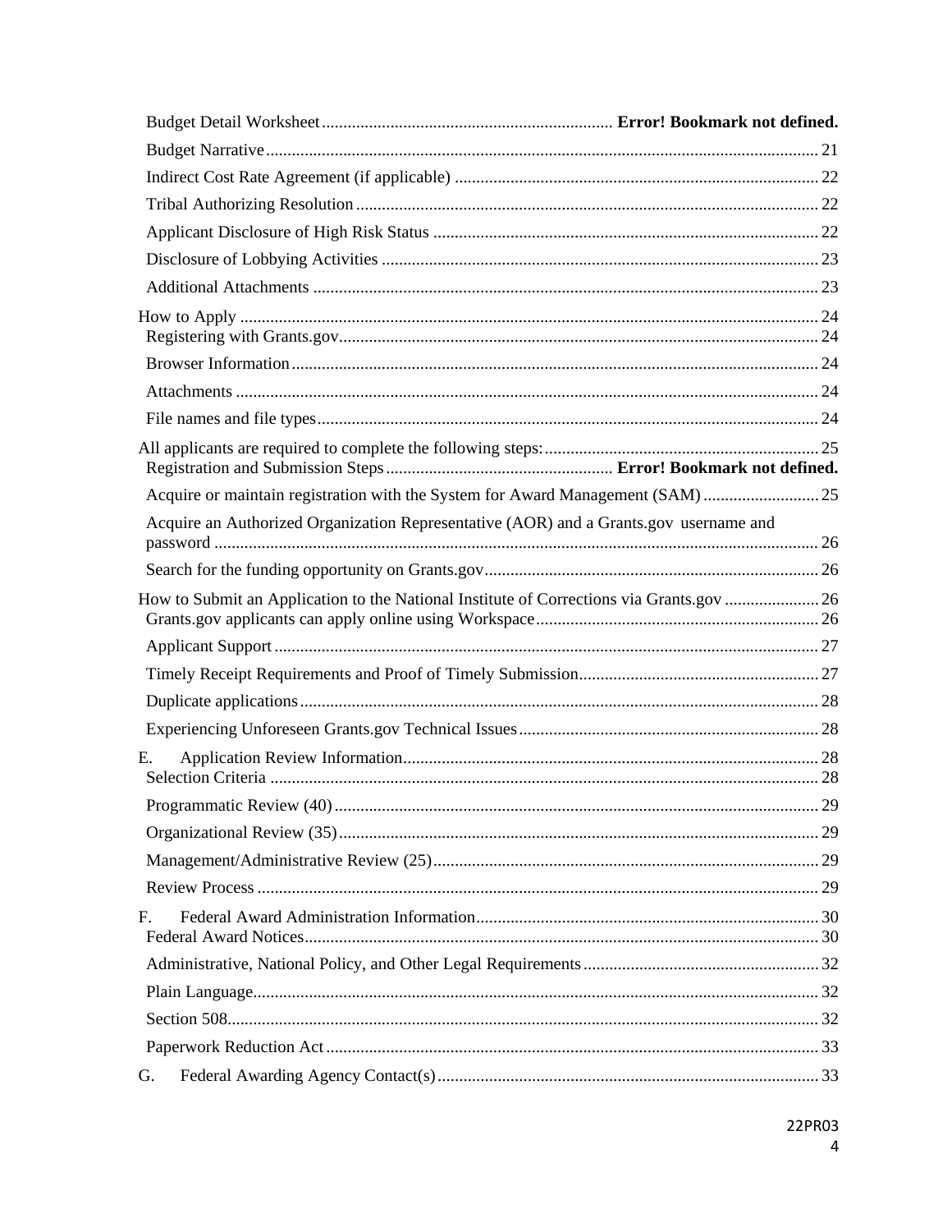Budget Detail Worksheet ........ **Error! Bookmark not defined.**

Budget Narrative ........ 21

Indirect Cost Rate Agreement (if applicable) ........ 22

Tribal Authorizing Resolution ........ 22

Applicant Disclosure of High Risk Status ........ 22

Disclosure of Lobbying Activities ........ 23

Additional Attachments ........ 23

How to Apply ........ 24

Registering with Grants.gov ........ 24

Browser Information ........ 24

Attachments ........ 24

File names and file types ........ 24

All applicants are required to complete the following steps: ........ 25

Registration and Submission Steps ........ **Error! Bookmark not defined.**

Acquire or maintain registration with the System for Award Management (SAM) ........ 25

Acquire an Authorized Organization Representative (AOR) and a Grants.gov username and password ........ 26

Search for the funding opportunity on Grants.gov ........ 26

How to Submit an Application to the National Institute of Corrections via Grants.gov ........ 26

Grants.gov applicants can apply online using Workspace ........ 26

Applicant Support ........ 27

Timely Receipt Requirements and Proof of Timely Submission ........ 27

Duplicate applications ........ 28

Experiencing Unforeseen Grants.gov Technical Issues ........ 28

E. Application Review Information ........ 28

Selection Criteria ........ 28

Programmatic Review (40) ........ 29

Organizational Review (35) ........ 29

Management/Administrative Review (25) ........ 29

Review Process ........ 29

F. Federal Award Administration Information ........ 30

Federal Award Notices ........ 30

Administrative, National Policy, and Other Legal Requirements ........ 32

Plain Language ........ 32

Section 508 ........ 32

Paperwork Reduction Act ........ 33

G. Federal Awarding Agency Contact(s) ........ 33

22PR03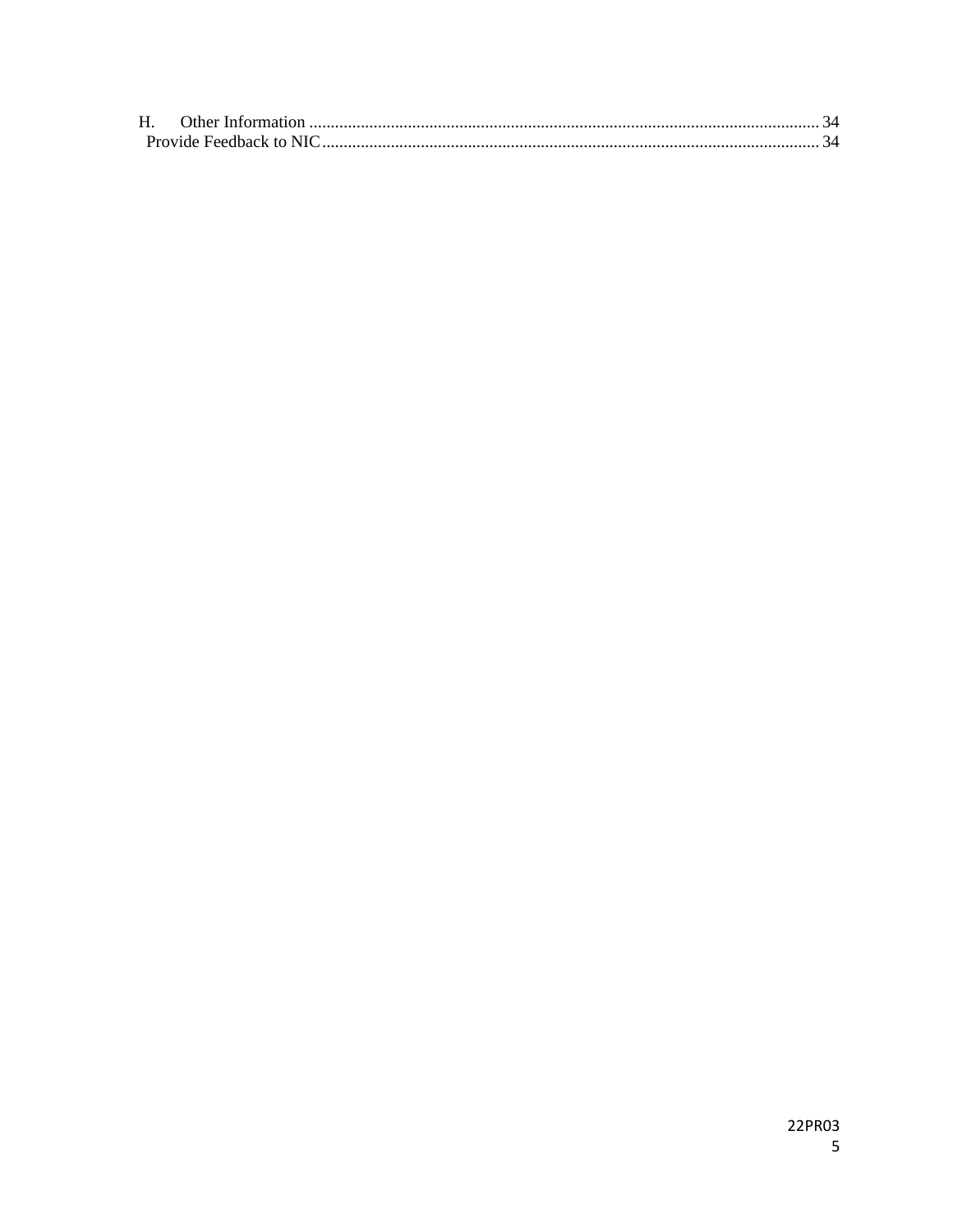H. Other Information ........................................................................................................................ 34
Provide Feedback to NIC..................................................................................................................... 34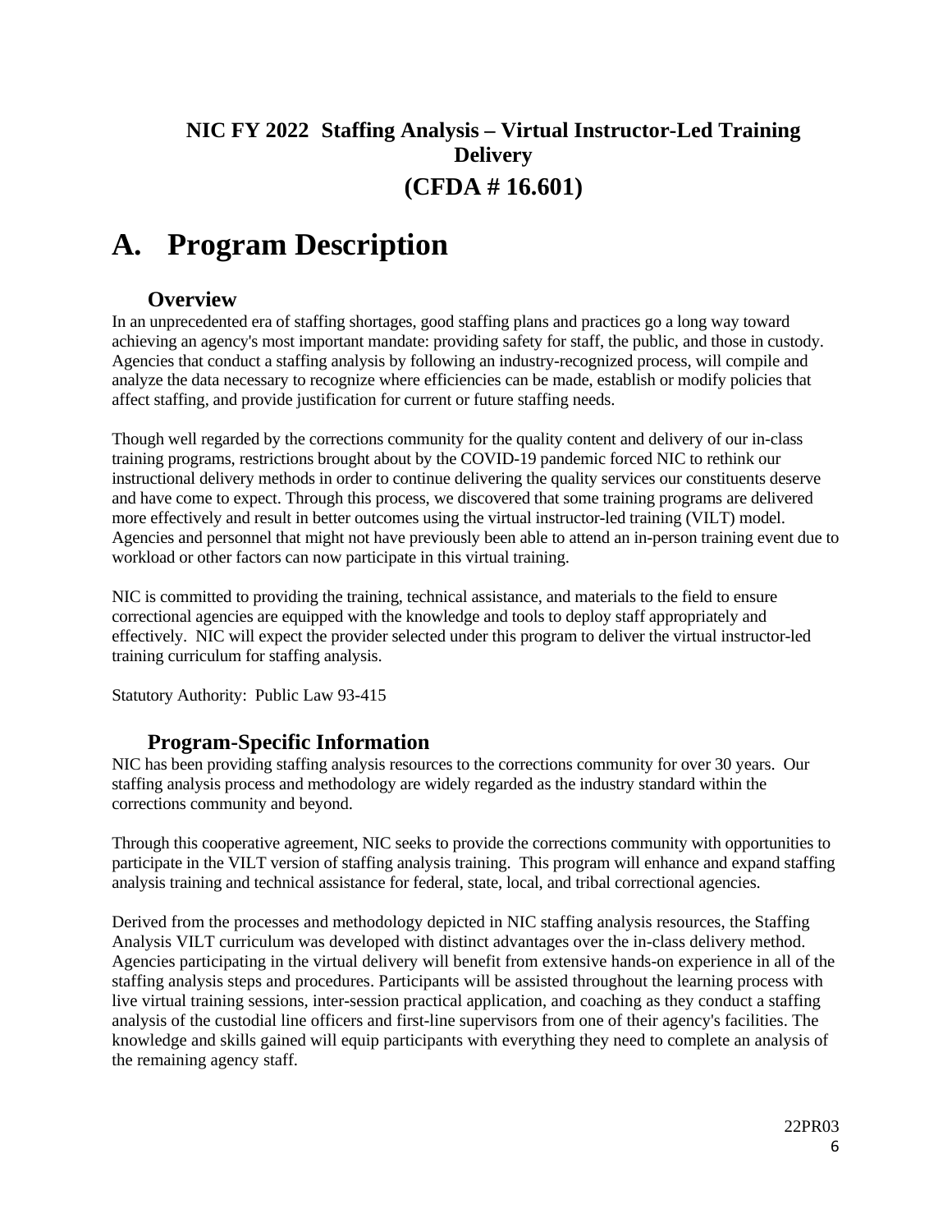## NIC FY 2022 Staffing Analysis – Virtual Instructor-Led Training Delivery

## (CFDA # 16.601)

# A. Program Description

### Overview

In an unprecedented era of staffing shortages, good staffing plans and practices go a long way toward achieving an agency's most important mandate: providing safety for staff, the public, and those in custody. Agencies that conduct a staffing analysis by following an industry-recognized process, will compile and analyze the data necessary to recognize where efficiencies can be made, establish or modify policies that affect staffing, and provide justification for current or future staffing needs.

Though well regarded by the corrections community for the quality content and delivery of our in-class training programs, restrictions brought about by the COVID-19 pandemic forced NIC to rethink our instructional delivery methods in order to continue delivering the quality services our constituents deserve and have come to expect. Through this process, we discovered that some training programs are delivered more effectively and result in better outcomes using the virtual instructor-led training (VILT) model. Agencies and personnel that might not have previously been able to attend an in-person training event due to workload or other factors can now participate in this virtual training.

NIC is committed to providing the training, technical assistance, and materials to the field to ensure correctional agencies are equipped with the knowledge and tools to deploy staff appropriately and effectively. NIC will expect the provider selected under this program to deliver the virtual instructor-led training curriculum for staffing analysis.

Statutory Authority: Public Law 93-415

### Program-Specific Information

NIC has been providing staffing analysis resources to the corrections community for over 30 years. Our staffing analysis process and methodology are widely regarded as the industry standard within the corrections community and beyond.

Through this cooperative agreement, NIC seeks to provide the corrections community with opportunities to participate in the VILT version of staffing analysis training. This program will enhance and expand staffing analysis training and technical assistance for federal, state, local, and tribal correctional agencies.

Derived from the processes and methodology depicted in NIC staffing analysis resources, the Staffing Analysis VILT curriculum was developed with distinct advantages over the in-class delivery method. Agencies participating in the virtual delivery will benefit from extensive hands-on experience in all of the staffing analysis steps and procedures. Participants will be assisted throughout the learning process with live virtual training sessions, inter-session practical application, and coaching as they conduct a staffing analysis of the custodial line officers and first-line supervisors from one of their agency's facilities. The knowledge and skills gained will equip participants with everything they need to complete an analysis of the remaining agency staff.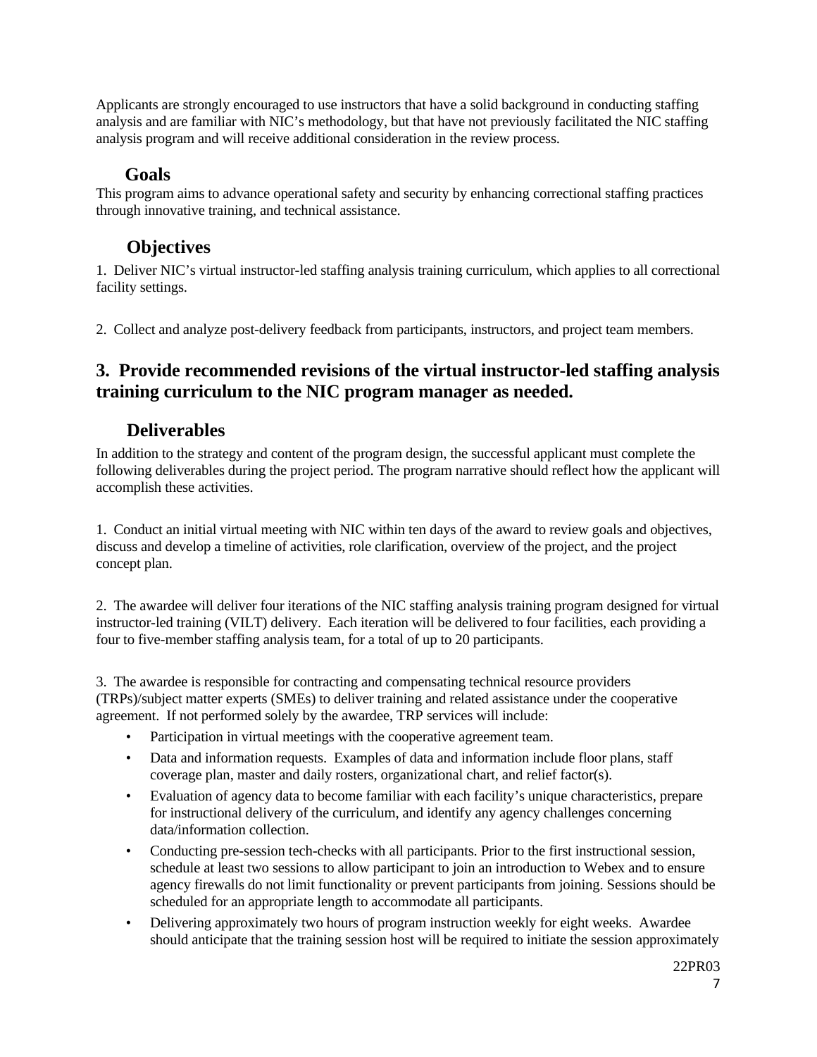Applicants are strongly encouraged to use instructors that have a solid background in conducting staffing analysis and are familiar with NIC's methodology, but that have not previously facilitated the NIC staffing analysis program and will receive additional consideration in the review process.

### Goals

This program aims to advance operational safety and security by enhancing correctional staffing practices through innovative training, and technical assistance.

### Objectives

1. Deliver NIC's virtual instructor-led staffing analysis training curriculum, which applies to all correctional facility settings.

2. Collect and analyze post-delivery feedback from participants, instructors, and project team members.

## 3. Provide recommended revisions of the virtual instructor-led staffing analysis training curriculum to the NIC program manager as needed.

### Deliverables

In addition to the strategy and content of the program design, the successful applicant must complete the following deliverables during the project period. The program narrative should reflect how the applicant will accomplish these activities.

1. Conduct an initial virtual meeting with NIC within ten days of the award to review goals and objectives, discuss and develop a timeline of activities, role clarification, overview of the project, and the project concept plan.

2. The awardee will deliver four iterations of the NIC staffing analysis training program designed for virtual instructor-led training (VILT) delivery. Each iteration will be delivered to four facilities, each providing a four to five-member staffing analysis team, for a total of up to 20 participants.

3. The awardee is responsible for contracting and compensating technical resource providers (TRPs)/subject matter experts (SMEs) to deliver training and related assistance under the cooperative agreement. If not performed solely by the awardee, TRP services will include:

- Participation in virtual meetings with the cooperative agreement team.
- Data and information requests. Examples of data and information include floor plans, staff coverage plan, master and daily rosters, organizational chart, and relief factor(s).
- Evaluation of agency data to become familiar with each facility's unique characteristics, prepare for instructional delivery of the curriculum, and identify any agency challenges concerning data/information collection.
- Conducting pre-session tech-checks with all participants. Prior to the first instructional session, schedule at least two sessions to allow participant to join an introduction to Webex and to ensure agency firewalls do not limit functionality or prevent participants from joining. Sessions should be scheduled for an appropriate length to accommodate all participants.
- Delivering approximately two hours of program instruction weekly for eight weeks. Awardee should anticipate that the training session host will be required to initiate the session approximately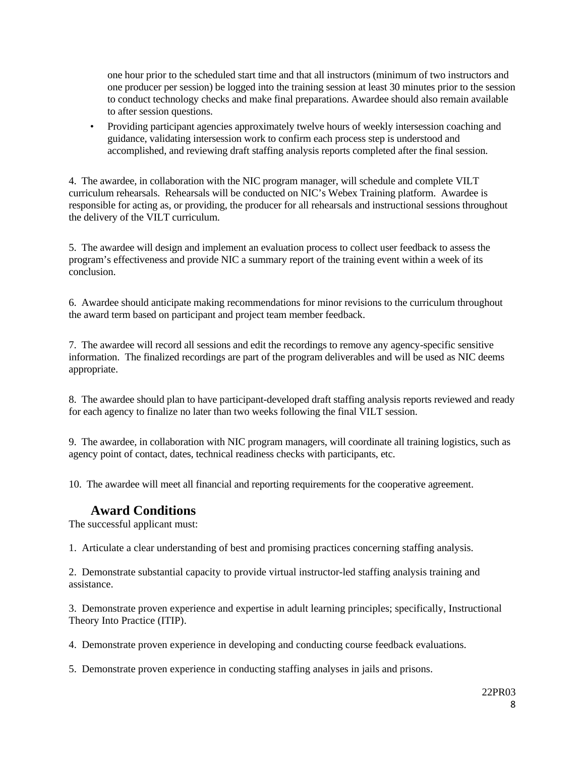one hour prior to the scheduled start time and that all instructors (minimum of two instructors and one producer per session) be logged into the training session at least 30 minutes prior to the session to conduct technology checks and make final preparations. Awardee should also remain available to after session questions.

- Providing participant agencies approximately twelve hours of weekly intersession coaching and guidance, validating intersession work to confirm each process step is understood and accomplished, and reviewing draft staffing analysis reports completed after the final session.

4. The awardee, in collaboration with the NIC program manager, will schedule and complete VILT curriculum rehearsals. Rehearsals will be conducted on NIC's Webex Training platform. Awardee is responsible for acting as, or providing, the producer for all rehearsals and instructional sessions throughout the delivery of the VILT curriculum.

5. The awardee will design and implement an evaluation process to collect user feedback to assess the program's effectiveness and provide NIC a summary report of the training event within a week of its conclusion.

6. Awardee should anticipate making recommendations for minor revisions to the curriculum throughout the award term based on participant and project team member feedback.

7. The awardee will record all sessions and edit the recordings to remove any agency-specific sensitive information. The finalized recordings are part of the program deliverables and will be used as NIC deems appropriate.

8. The awardee should plan to have participant-developed draft staffing analysis reports reviewed and ready for each agency to finalize no later than two weeks following the final VILT session.

9. The awardee, in collaboration with NIC program managers, will coordinate all training logistics, such as agency point of contact, dates, technical readiness checks with participants, etc.

10. The awardee will meet all financial and reporting requirements for the cooperative agreement.

## Award Conditions

The successful applicant must:

1. Articulate a clear understanding of best and promising practices concerning staffing analysis.

2. Demonstrate substantial capacity to provide virtual instructor-led staffing analysis training and assistance.

3. Demonstrate proven experience and expertise in adult learning principles; specifically, Instructional Theory Into Practice (ITIP).

4. Demonstrate proven experience in developing and conducting course feedback evaluations.

5. Demonstrate proven experience in conducting staffing analyses in jails and prisons.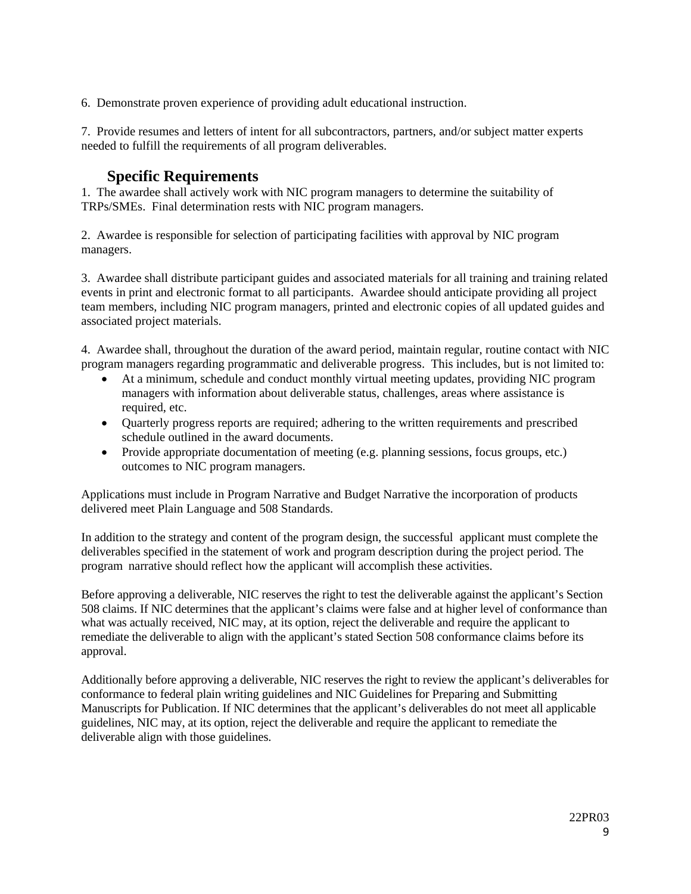6. Demonstrate proven experience of providing adult educational instruction.

7. Provide resumes and letters of intent for all subcontractors, partners, and/or subject matter experts needed to fulfill the requirements of all program deliverables.

## Specific Requirements

1. The awardee shall actively work with NIC program managers to determine the suitability of TRPs/SMEs. Final determination rests with NIC program managers.

2. Awardee is responsible for selection of participating facilities with approval by NIC program managers.

3. Awardee shall distribute participant guides and associated materials for all training and training related events in print and electronic format to all participants. Awardee should anticipate providing all project team members, including NIC program managers, printed and electronic copies of all updated guides and associated project materials.

4. Awardee shall, throughout the duration of the award period, maintain regular, routine contact with NIC program managers regarding programmatic and deliverable progress. This includes, but is not limited to:

- At a minimum, schedule and conduct monthly virtual meeting updates, providing NIC program managers with information about deliverable status, challenges, areas where assistance is required, etc.
- Quarterly progress reports are required; adhering to the written requirements and prescribed schedule outlined in the award documents.
- Provide appropriate documentation of meeting (e.g. planning sessions, focus groups, etc.) outcomes to NIC program managers.

Applications must include in Program Narrative and Budget Narrative the incorporation of products delivered meet Plain Language and 508 Standards.

In addition to the strategy and content of the program design, the successful applicant must complete the deliverables specified in the statement of work and program description during the project period. The program narrative should reflect how the applicant will accomplish these activities.

Before approving a deliverable, NIC reserves the right to test the deliverable against the applicant's Section 508 claims. If NIC determines that the applicant's claims were false and at higher level of conformance than what was actually received, NIC may, at its option, reject the deliverable and require the applicant to remediate the deliverable to align with the applicant's stated Section 508 conformance claims before its approval.

Additionally before approving a deliverable, NIC reserves the right to review the applicant's deliverables for conformance to federal plain writing guidelines and NIC Guidelines for Preparing and Submitting Manuscripts for Publication. If NIC determines that the applicant's deliverables do not meet all applicable guidelines, NIC may, at its option, reject the deliverable and require the applicant to remediate the deliverable align with those guidelines.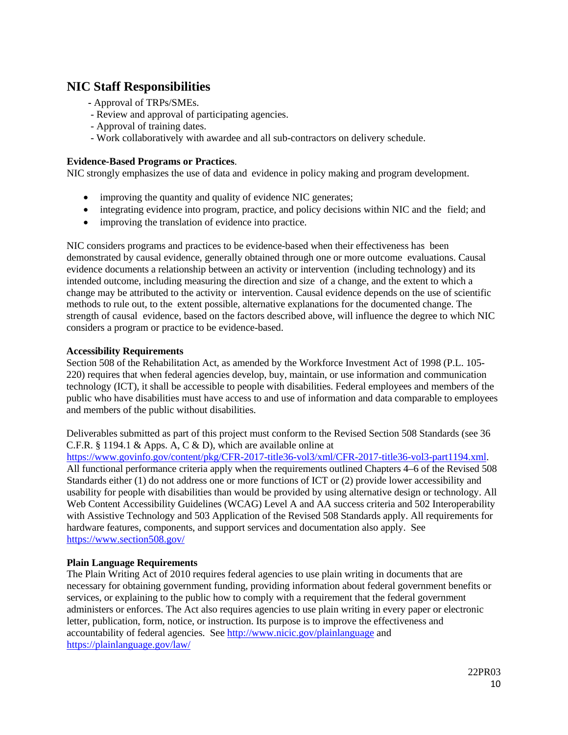## NIC Staff Responsibilities

- Approval of TRPs/SMEs.
- Review and approval of participating agencies.
- Approval of training dates.
- Work collaboratively with awardee and all sub-contractors on delivery schedule.

**Evidence-Based Programs or Practices**.
NIC strongly emphasizes the use of data and evidence in policy making and program development.

- improving the quantity and quality of evidence NIC generates;
- integrating evidence into program, practice, and policy decisions within NIC and the field; and
- improving the translation of evidence into practice.

NIC considers programs and practices to be evidence-based when their effectiveness has been demonstrated by causal evidence, generally obtained through one or more outcome evaluations. Causal evidence documents a relationship between an activity or intervention (including technology) and its intended outcome, including measuring the direction and size of a change, and the extent to which a change may be attributed to the activity or intervention. Causal evidence depends on the use of scientific methods to rule out, to the extent possible, alternative explanations for the documented change. The strength of causal evidence, based on the factors described above, will influence the degree to which NIC considers a program or practice to be evidence-based.

**Accessibility Requirements**
Section 508 of the Rehabilitation Act, as amended by the Workforce Investment Act of 1998 (P.L. 105-220) requires that when federal agencies develop, buy, maintain, or use information and communication technology (ICT), it shall be accessible to people with disabilities. Federal employees and members of the public who have disabilities must have access to and use of information and data comparable to employees and members of the public without disabilities.

Deliverables submitted as part of this project must conform to the Revised Section 508 Standards (see 36 C.F.R. § 1194.1 & Apps. A, C & D), which are available online at https://www.govinfo.gov/content/pkg/CFR-2017-title36-vol3/xml/CFR-2017-title36-vol3-part1194.xml. All functional performance criteria apply when the requirements outlined Chapters 4–6 of the Revised 508 Standards either (1) do not address one or more functions of ICT or (2) provide lower accessibility and usability for people with disabilities than would be provided by using alternative design or technology. All Web Content Accessibility Guidelines (WCAG) Level A and AA success criteria and 502 Interoperability with Assistive Technology and 503 Application of the Revised 508 Standards apply. All requirements for hardware features, components, and support services and documentation also apply. See https://www.section508.gov/

**Plain Language Requirements**
The Plain Writing Act of 2010 requires federal agencies to use plain writing in documents that are necessary for obtaining government funding, providing information about federal government benefits or services, or explaining to the public how to comply with a requirement that the federal government administers or enforces. The Act also requires agencies to use plain writing in every paper or electronic letter, publication, form, notice, or instruction. Its purpose is to improve the effectiveness and accountability of federal agencies. See http://www.nicic.gov/plainlanguage and https://plainlanguage.gov/law/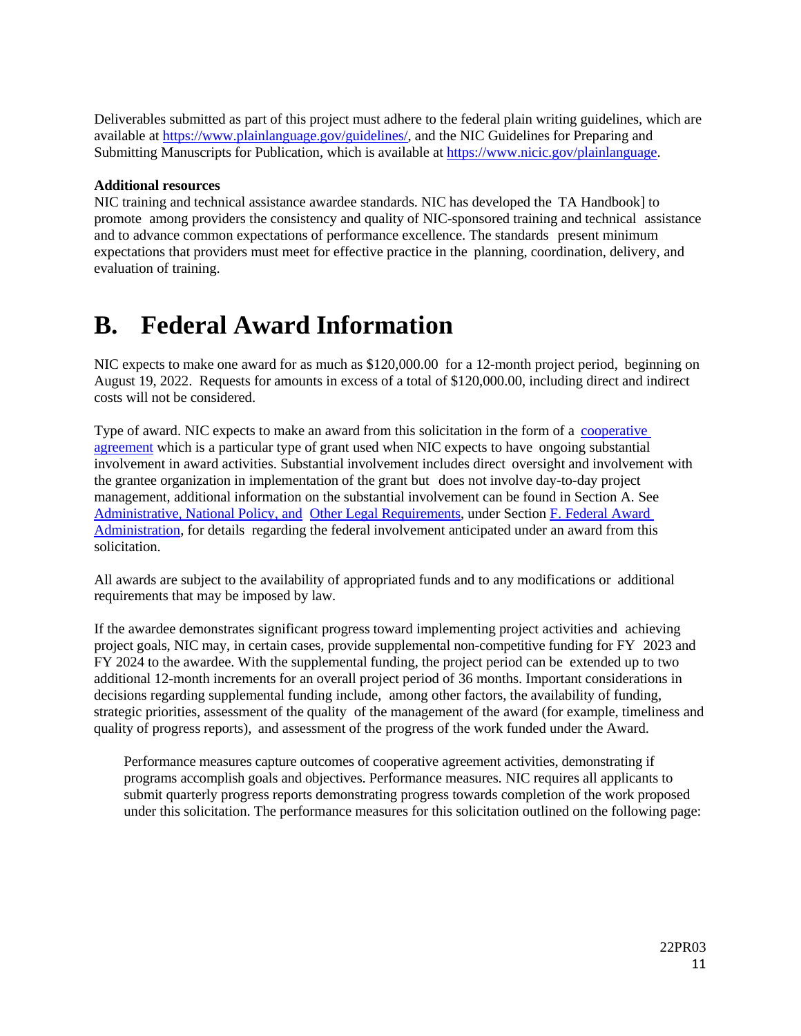Deliverables submitted as part of this project must adhere to the federal plain writing guidelines, which are available at https://www.plainlanguage.gov/guidelines/, and the NIC Guidelines for Preparing and Submitting Manuscripts for Publication, which is available at https://www.nicic.gov/plainlanguage.

**Additional resources**

NIC training and technical assistance awardee standards. NIC has developed the TA Handbook] to promote among providers the consistency and quality of NIC-sponsored training and technical assistance and to advance common expectations of performance excellence. The standards present minimum expectations that providers must meet for effective practice in the planning, coordination, delivery, and evaluation of training.

# B. Federal Award Information

NIC expects to make one award for as much as $120,000.00 for a 12-month project period, beginning on August 19, 2022. Requests for amounts in excess of a total of $120,000.00, including direct and indirect costs will not be considered.

Type of award. NIC expects to make an award from this solicitation in the form of a cooperative agreement which is a particular type of grant used when NIC expects to have ongoing substantial involvement in award activities. Substantial involvement includes direct oversight and involvement with the grantee organization in implementation of the grant but does not involve day-to-day project management, additional information on the substantial involvement can be found in Section A. See Administrative, National Policy, and Other Legal Requirements, under Section F. Federal Award Administration, for details regarding the federal involvement anticipated under an award from this solicitation.

All awards are subject to the availability of appropriated funds and to any modifications or additional requirements that may be imposed by law.

If the awardee demonstrates significant progress toward implementing project activities and achieving project goals, NIC may, in certain cases, provide supplemental non-competitive funding for FY 2023 and FY 2024 to the awardee. With the supplemental funding, the project period can be extended up to two additional 12-month increments for an overall project period of 36 months. Important considerations in decisions regarding supplemental funding include, among other factors, the availability of funding, strategic priorities, assessment of the quality of the management of the award (for example, timeliness and quality of progress reports), and assessment of the progress of the work funded under the Award.

Performance measures capture outcomes of cooperative agreement activities, demonstrating if programs accomplish goals and objectives. Performance measures. NIC requires all applicants to submit quarterly progress reports demonstrating progress towards completion of the work proposed under this solicitation. The performance measures for this solicitation outlined on the following page: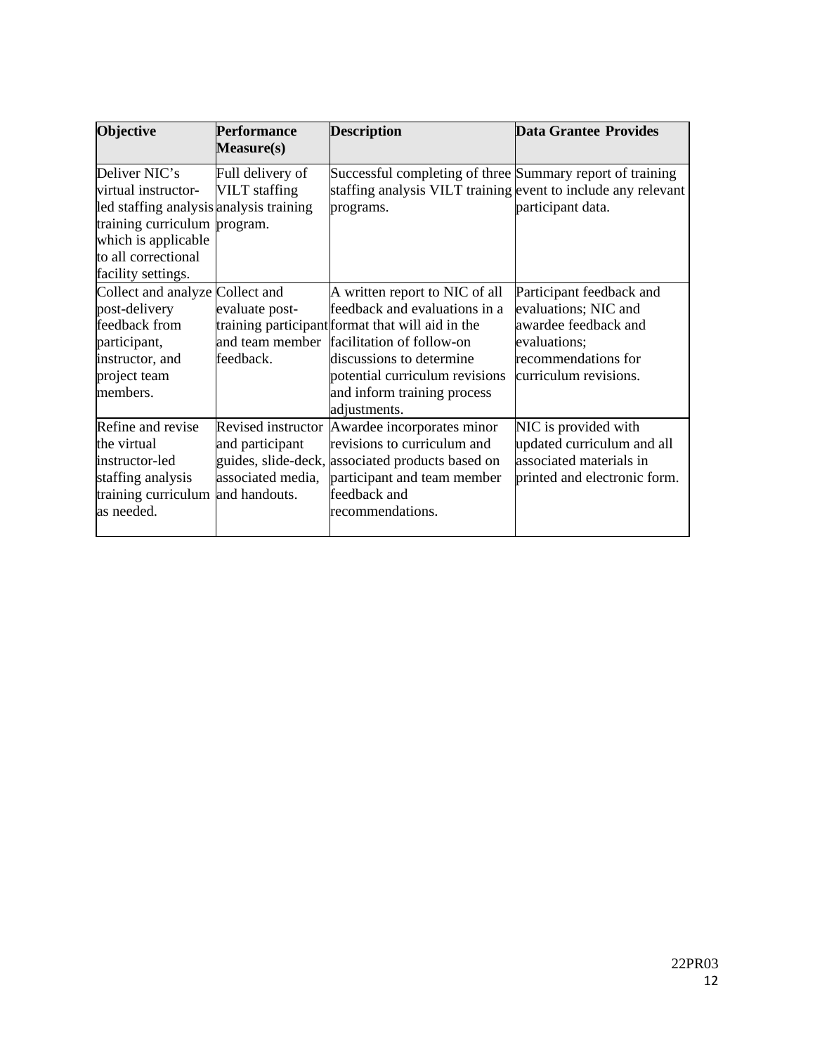| Objective | Performance Measure(s) | Description | Data Grantee Provides |
|---|---|---|---|
| Deliver NIC's virtual instructor-led staffing analysis training curriculum which is applicable to all correctional facility settings. | Full delivery of VILT staffing analysis training program. | Successful completing of three staffing analysis VILT training programs. | Summary report of training event to include any relevant participant data. |
| Collect and analyze post-delivery feedback from participant, instructor, and project team members. | Collect and evaluate post-training participant and team member feedback. | A written report to NIC of all feedback and evaluations in a format that will aid in the facilitation of follow-on discussions to determine potential curriculum revisions and inform training process adjustments. | Participant feedback and evaluations; NIC and awardee feedback and evaluations; recommendations for curriculum revisions. |
| Refine and revise the virtual instructor-led staffing analysis training curriculum as needed. | Revised instructor and participant guides, slide-deck, associated media, and handouts. | Awardee incorporates minor revisions to curriculum and associated products based on participant and team member feedback and recommendations. | NIC is provided with updated curriculum and all associated materials in printed and electronic form. |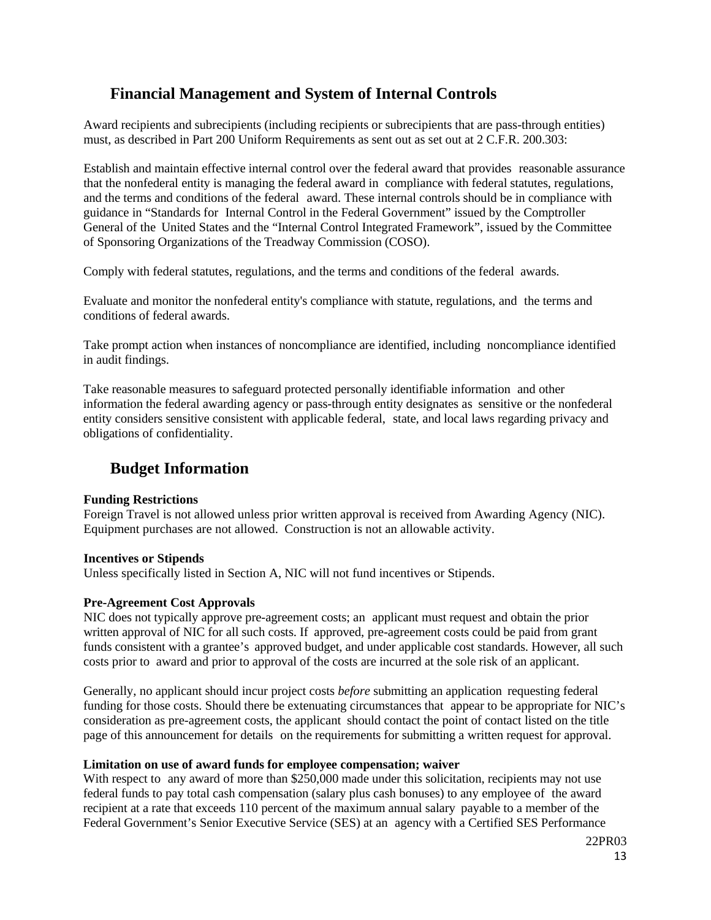## Financial Management and System of Internal Controls

Award recipients and subrecipients (including recipients or subrecipients that are pass-through entities) must, as described in Part 200 Uniform Requirements as sent out as set out at 2 C.F.R. 200.303:

Establish and maintain effective internal control over the federal award that provides reasonable assurance that the nonfederal entity is managing the federal award in compliance with federal statutes, regulations, and the terms and conditions of the federal award. These internal controls should be in compliance with guidance in "Standards for Internal Control in the Federal Government" issued by the Comptroller General of the United States and the "Internal Control Integrated Framework", issued by the Committee of Sponsoring Organizations of the Treadway Commission (COSO).

Comply with federal statutes, regulations, and the terms and conditions of the federal awards.

Evaluate and monitor the nonfederal entity's compliance with statute, regulations, and the terms and conditions of federal awards.

Take prompt action when instances of noncompliance are identified, including noncompliance identified in audit findings.

Take reasonable measures to safeguard protected personally identifiable information and other information the federal awarding agency or pass-through entity designates as sensitive or the nonfederal entity considers sensitive consistent with applicable federal, state, and local laws regarding privacy and obligations of confidentiality.

## Budget Information

**Funding Restrictions**
Foreign Travel is not allowed unless prior written approval is received from Awarding Agency (NIC). Equipment purchases are not allowed. Construction is not an allowable activity.

**Incentives or Stipends**
Unless specifically listed in Section A, NIC will not fund incentives or Stipends.

**Pre-Agreement Cost Approvals**
NIC does not typically approve pre-agreement costs; an applicant must request and obtain the prior written approval of NIC for all such costs. If approved, pre-agreement costs could be paid from grant funds consistent with a grantee's approved budget, and under applicable cost standards. However, all such costs prior to award and prior to approval of the costs are incurred at the sole risk of an applicant.

Generally, no applicant should incur project costs *before* submitting an application requesting federal funding for those costs. Should there be extenuating circumstances that appear to be appropriate for NIC's consideration as pre-agreement costs, the applicant should contact the point of contact listed on the title page of this announcement for details on the requirements for submitting a written request for approval.

**Limitation on use of award funds for employee compensation; waiver**
With respect to any award of more than $250,000 made under this solicitation, recipients may not use federal funds to pay total cash compensation (salary plus cash bonuses) to any employee of the award recipient at a rate that exceeds 110 percent of the maximum annual salary payable to a member of the Federal Government's Senior Executive Service (SES) at an agency with a Certified SES Performance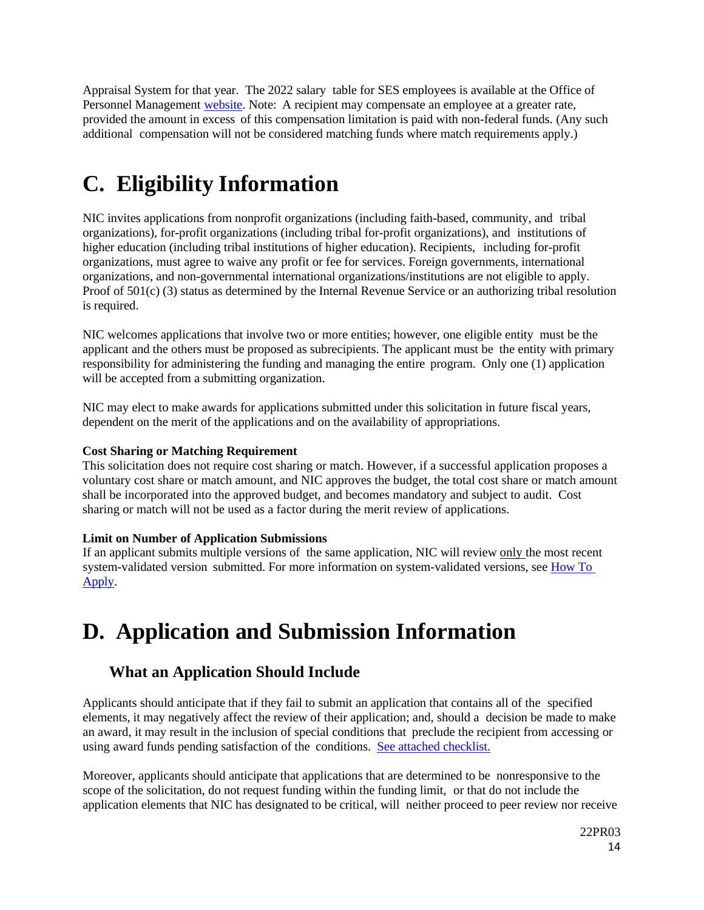Appraisal System for that year. The 2022 salary table for SES employees is available at the Office of Personnel Management website. Note: A recipient may compensate an employee at a greater rate, provided the amount in excess of this compensation limitation is paid with non-federal funds. (Any such additional compensation will not be considered matching funds where match requirements apply.)

# C. Eligibility Information

NIC invites applications from nonprofit organizations (including faith-based, community, and tribal organizations), for-profit organizations (including tribal for-profit organizations), and institutions of higher education (including tribal institutions of higher education). Recipients, including for-profit organizations, must agree to waive any profit or fee for services. Foreign governments, international organizations, and non-governmental international organizations/institutions are not eligible to apply. Proof of 501(c) (3) status as determined by the Internal Revenue Service or an authorizing tribal resolution is required.

NIC welcomes applications that involve two or more entities; however, one eligible entity must be the applicant and the others must be proposed as subrecipients. The applicant must be the entity with primary responsibility for administering the funding and managing the entire program. Only one (1) application will be accepted from a submitting organization.

NIC may elect to make awards for applications submitted under this solicitation in future fiscal years, dependent on the merit of the applications and on the availability of appropriations.

**Cost Sharing or Matching Requirement**
This solicitation does not require cost sharing or match. However, if a successful application proposes a voluntary cost share or match amount, and NIC approves the budget, the total cost share or match amount shall be incorporated into the approved budget, and becomes mandatory and subject to audit. Cost sharing or match will not be used as a factor during the merit review of applications.

**Limit on Number of Application Submissions**
If an applicant submits multiple versions of the same application, NIC will review only the most recent system-validated version submitted. For more information on system-validated versions, see How To Apply.

# D. Application and Submission Information

## What an Application Should Include

Applicants should anticipate that if they fail to submit an application that contains all of the specified elements, it may negatively affect the review of their application; and, should a decision be made to make an award, it may result in the inclusion of special conditions that preclude the recipient from accessing or using award funds pending satisfaction of the conditions. See attached checklist.

Moreover, applicants should anticipate that applications that are determined to be nonresponsive to the scope of the solicitation, do not request funding within the funding limit, or that do not include the application elements that NIC has designated to be critical, will neither proceed to peer review nor receive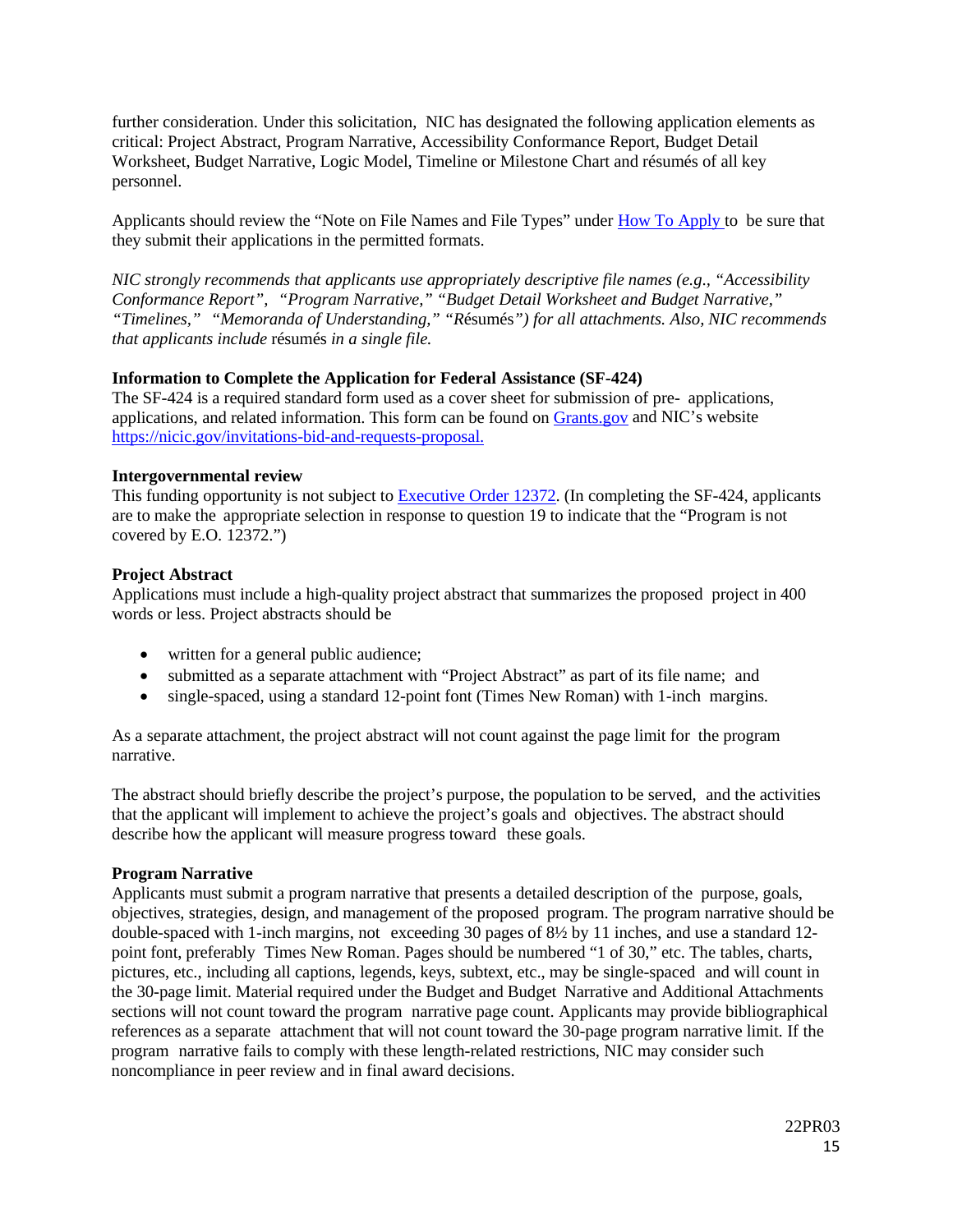further consideration. Under this solicitation, NIC has designated the following application elements as critical: Project Abstract, Program Narrative, Accessibility Conformance Report, Budget Detail Worksheet, Budget Narrative, Logic Model, Timeline or Milestone Chart and résumés of all key personnel.

Applicants should review the "Note on File Names and File Types" under [How To Apply](#) to be sure that they submit their applications in the permitted formats.

*NIC strongly recommends that applicants use appropriately descriptive file names (e.g., "Accessibility Conformance Report", "Program Narrative," "Budget Detail Worksheet and Budget Narrative," "Timelines," "Memoranda of Understanding," "Résumés") for all attachments. Also, NIC recommends that applicants include* résumés *in a single file.*

**Information to Complete the Application for Federal Assistance (SF-424)**
The SF-424 is a required standard form used as a cover sheet for submission of pre- applications, applications, and related information. This form can be found on [Grants.gov](#) and NIC's website [https://nicic.gov/invitations-bid-and-requests-proposal.](https://nicic.gov/invitations-bid-and-requests-proposal)

**Intergovernmental review**
This funding opportunity is not subject to [Executive Order 12372](#). (In completing the SF-424, applicants are to make the appropriate selection in response to question 19 to indicate that the "Program is not covered by E.O. 12372.")

**Project Abstract**
Applications must include a high-quality project abstract that summarizes the proposed project in 400 words or less. Project abstracts should be

- written for a general public audience;
- submitted as a separate attachment with "Project Abstract" as part of its file name; and
- single-spaced, using a standard 12-point font (Times New Roman) with 1-inch margins.

As a separate attachment, the project abstract will not count against the page limit for the program narrative.

The abstract should briefly describe the project's purpose, the population to be served, and the activities that the applicant will implement to achieve the project's goals and objectives. The abstract should describe how the applicant will measure progress toward these goals.

**Program Narrative**
Applicants must submit a program narrative that presents a detailed description of the purpose, goals, objectives, strategies, design, and management of the proposed program. The program narrative should be double-spaced with 1-inch margins, not exceeding 30 pages of 8½ by 11 inches, and use a standard 12-point font, preferably Times New Roman. Pages should be numbered "1 of 30," etc. The tables, charts, pictures, etc., including all captions, legends, keys, subtext, etc., may be single-spaced and will count in the 30-page limit. Material required under the Budget and Budget Narrative and Additional Attachments sections will not count toward the program narrative page count. Applicants may provide bibliographical references as a separate attachment that will not count toward the 30-page program narrative limit. If the program narrative fails to comply with these length-related restrictions, NIC may consider such noncompliance in peer review and in final award decisions.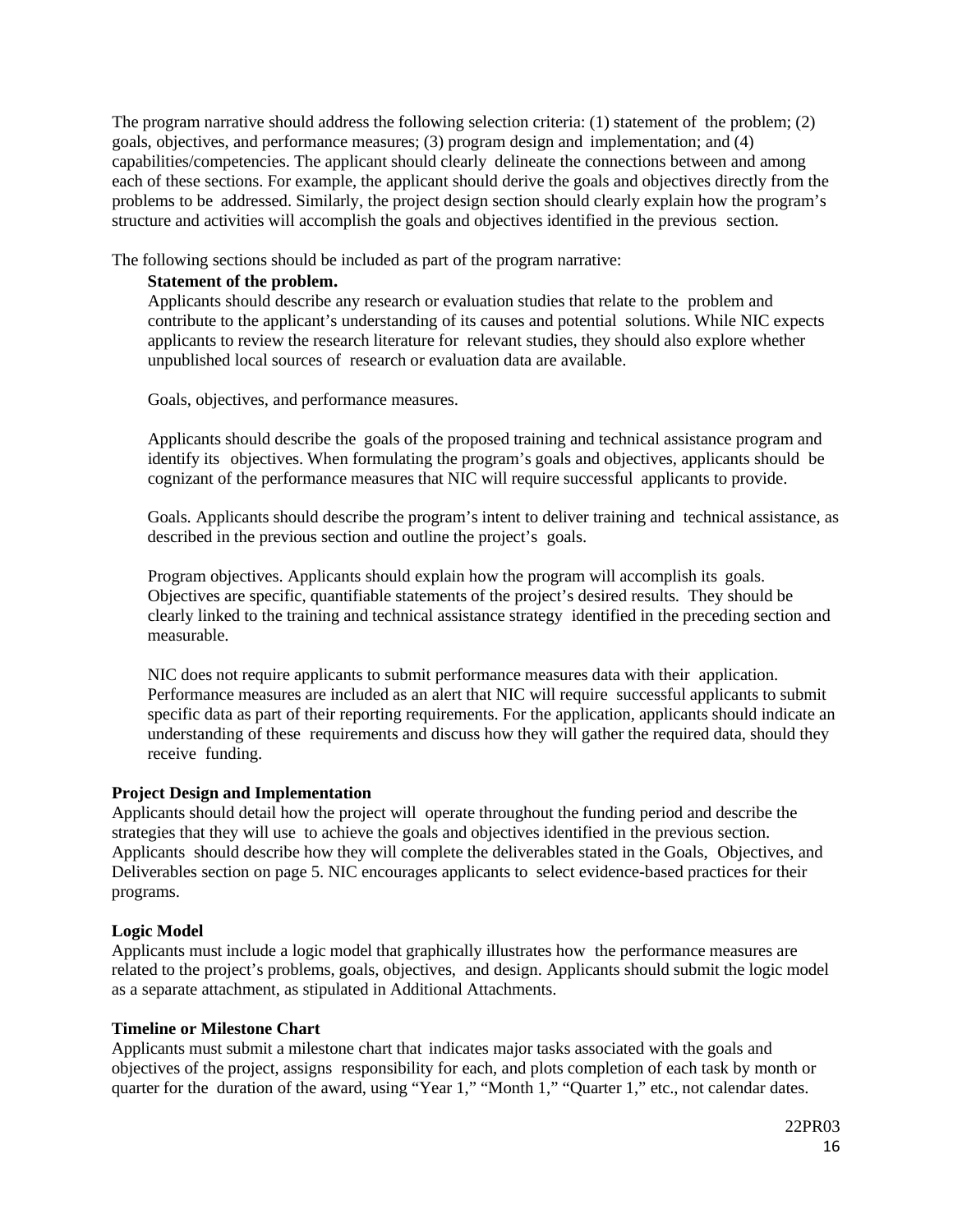The program narrative should address the following selection criteria: (1) statement of the problem; (2) goals, objectives, and performance measures; (3) program design and implementation; and (4) capabilities/competencies. The applicant should clearly delineate the connections between and among each of these sections. For example, the applicant should derive the goals and objectives directly from the problems to be addressed. Similarly, the project design section should clearly explain how the program's structure and activities will accomplish the goals and objectives identified in the previous section.

The following sections should be included as part of the program narrative:

**Statement of the problem.**

Applicants should describe any research or evaluation studies that relate to the problem and contribute to the applicant's understanding of its causes and potential solutions. While NIC expects applicants to review the research literature for relevant studies, they should also explore whether unpublished local sources of research or evaluation data are available.

Goals, objectives, and performance measures.

Applicants should describe the goals of the proposed training and technical assistance program and identify its objectives. When formulating the program's goals and objectives, applicants should be cognizant of the performance measures that NIC will require successful applicants to provide.

Goals. Applicants should describe the program's intent to deliver training and technical assistance, as described in the previous section and outline the project's goals.

Program objectives. Applicants should explain how the program will accomplish its goals. Objectives are specific, quantifiable statements of the project's desired results. They should be clearly linked to the training and technical assistance strategy identified in the preceding section and measurable.

NIC does not require applicants to submit performance measures data with their application. Performance measures are included as an alert that NIC will require successful applicants to submit specific data as part of their reporting requirements. For the application, applicants should indicate an understanding of these requirements and discuss how they will gather the required data, should they receive funding.

**Project Design and Implementation**

Applicants should detail how the project will operate throughout the funding period and describe the strategies that they will use to achieve the goals and objectives identified in the previous section. Applicants should describe how they will complete the deliverables stated in the Goals, Objectives, and Deliverables section on page 5. NIC encourages applicants to select evidence-based practices for their programs.

**Logic Model**

Applicants must include a logic model that graphically illustrates how the performance measures are related to the project's problems, goals, objectives, and design. Applicants should submit the logic model as a separate attachment, as stipulated in Additional Attachments.

**Timeline or Milestone Chart**

Applicants must submit a milestone chart that indicates major tasks associated with the goals and objectives of the project, assigns responsibility for each, and plots completion of each task by month or quarter for the duration of the award, using "Year 1," "Month 1," "Quarter 1," etc., not calendar dates.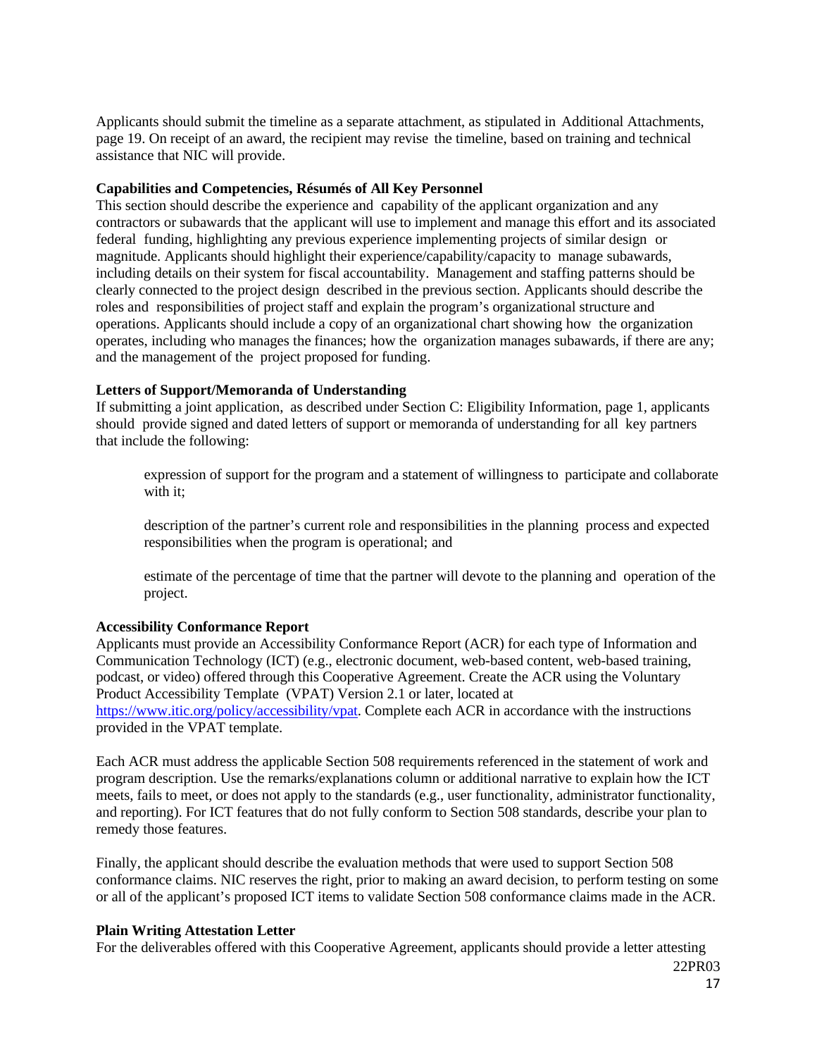Applicants should submit the timeline as a separate attachment, as stipulated in Additional Attachments, page 19. On receipt of an award, the recipient may revise the timeline, based on training and technical assistance that NIC will provide.

**Capabilities and Competencies, Résumés of All Key Personnel**

This section should describe the experience and capability of the applicant organization and any contractors or subawards that the applicant will use to implement and manage this effort and its associated federal funding, highlighting any previous experience implementing projects of similar design or magnitude. Applicants should highlight their experience/capability/capacity to manage subawards, including details on their system for fiscal accountability. Management and staffing patterns should be clearly connected to the project design described in the previous section. Applicants should describe the roles and responsibilities of project staff and explain the program's organizational structure and operations. Applicants should include a copy of an organizational chart showing how the organization operates, including who manages the finances; how the organization manages subawards, if there are any; and the management of the project proposed for funding.

**Letters of Support/Memoranda of Understanding**

If submitting a joint application, as described under Section C: Eligibility Information, page 1, applicants should provide signed and dated letters of support or memoranda of understanding for all key partners that include the following:

- expression of support for the program and a statement of willingness to participate and collaborate with it;
- description of the partner's current role and responsibilities in the planning process and expected responsibilities when the program is operational; and
- estimate of the percentage of time that the partner will devote to the planning and operation of the project.

**Accessibility Conformance Report**

Applicants must provide an Accessibility Conformance Report (ACR) for each type of Information and Communication Technology (ICT) (e.g., electronic document, web-based content, web-based training, podcast, or video) offered through this Cooperative Agreement. Create the ACR using the Voluntary Product Accessibility Template (VPAT) Version 2.1 or later, located at https://www.itic.org/policy/accessibility/vpat. Complete each ACR in accordance with the instructions provided in the VPAT template.

Each ACR must address the applicable Section 508 requirements referenced in the statement of work and program description. Use the remarks/explanations column or additional narrative to explain how the ICT meets, fails to meet, or does not apply to the standards (e.g., user functionality, administrator functionality, and reporting). For ICT features that do not fully conform to Section 508 standards, describe your plan to remedy those features.

Finally, the applicant should describe the evaluation methods that were used to support Section 508 conformance claims. NIC reserves the right, prior to making an award decision, to perform testing on some or all of the applicant's proposed ICT items to validate Section 508 conformance claims made in the ACR.

**Plain Writing Attestation Letter**

For the deliverables offered with this Cooperative Agreement, applicants should provide a letter attesting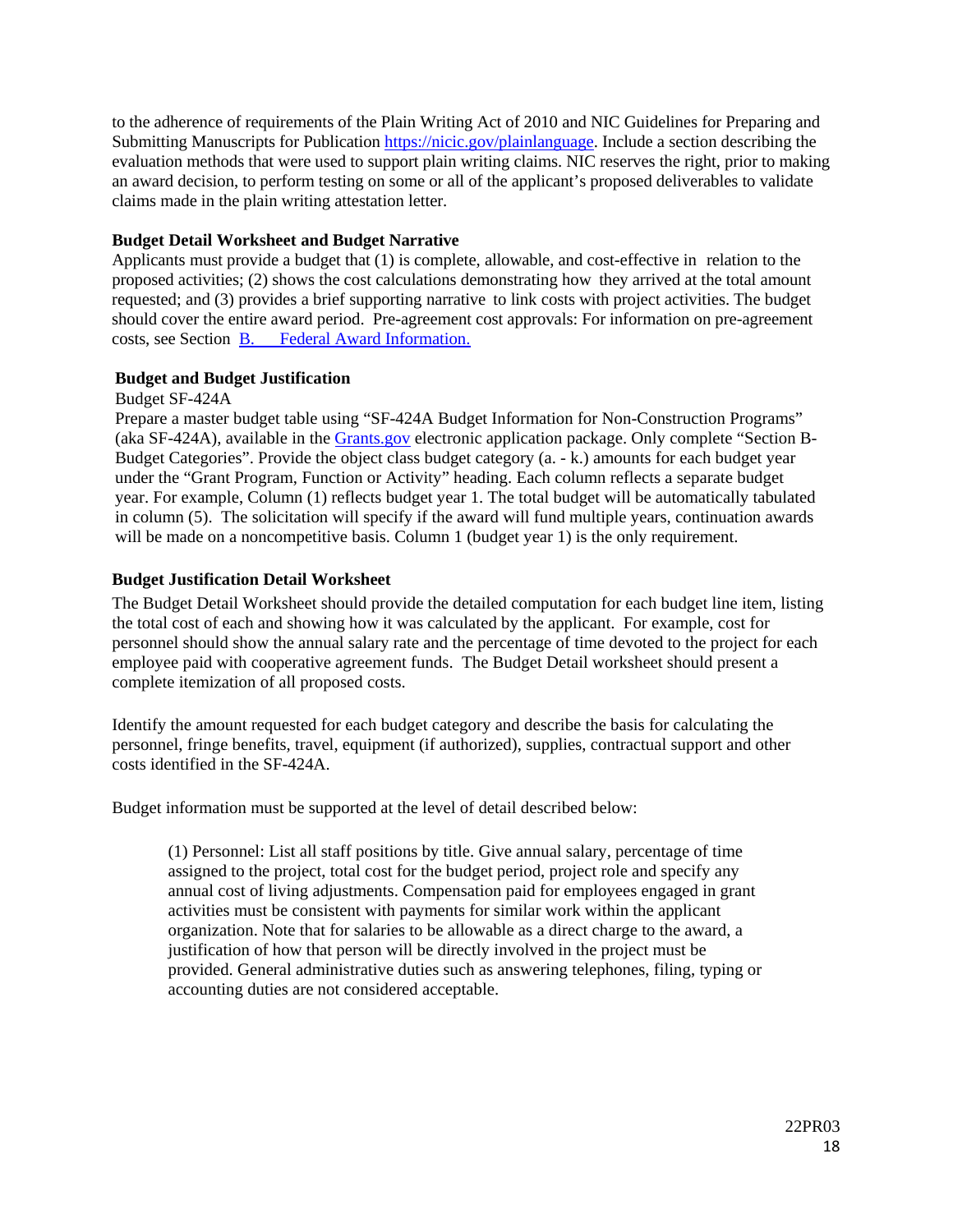to the adherence of requirements of the Plain Writing Act of 2010 and NIC Guidelines for Preparing and Submitting Manuscripts for Publication https://nicic.gov/plainlanguage. Include a section describing the evaluation methods that were used to support plain writing claims. NIC reserves the right, prior to making an award decision, to perform testing on some or all of the applicant's proposed deliverables to validate claims made in the plain writing attestation letter.

**Budget Detail Worksheet and Budget Narrative**

Applicants must provide a budget that (1) is complete, allowable, and cost-effective in relation to the proposed activities; (2) shows the cost calculations demonstrating how they arrived at the total amount requested; and (3) provides a brief supporting narrative to link costs with project activities. The budget should cover the entire award period. Pre-agreement cost approvals: For information on pre-agreement costs, see Section B. Federal Award Information.

**Budget and Budget Justification**

Budget SF-424A

Prepare a master budget table using "SF-424A Budget Information for Non-Construction Programs" (aka SF-424A), available in the Grants.gov electronic application package. Only complete "Section B-Budget Categories". Provide the object class budget category (a. - k.) amounts for each budget year under the "Grant Program, Function or Activity" heading. Each column reflects a separate budget year. For example, Column (1) reflects budget year 1. The total budget will be automatically tabulated in column (5). The solicitation will specify if the award will fund multiple years, continuation awards will be made on a noncompetitive basis. Column 1 (budget year 1) is the only requirement.

**Budget Justification Detail Worksheet**

The Budget Detail Worksheet should provide the detailed computation for each budget line item, listing the total cost of each and showing how it was calculated by the applicant. For example, cost for personnel should show the annual salary rate and the percentage of time devoted to the project for each employee paid with cooperative agreement funds. The Budget Detail worksheet should present a complete itemization of all proposed costs.

Identify the amount requested for each budget category and describe the basis for calculating the personnel, fringe benefits, travel, equipment (if authorized), supplies, contractual support and other costs identified in the SF-424A.

Budget information must be supported at the level of detail described below:

> (1) Personnel: List all staff positions by title. Give annual salary, percentage of time assigned to the project, total cost for the budget period, project role and specify any annual cost of living adjustments. Compensation paid for employees engaged in grant activities must be consistent with payments for similar work within the applicant organization. Note that for salaries to be allowable as a direct charge to the award, a justification of how that person will be directly involved in the project must be provided. General administrative duties such as answering telephones, filing, typing or accounting duties are not considered acceptable.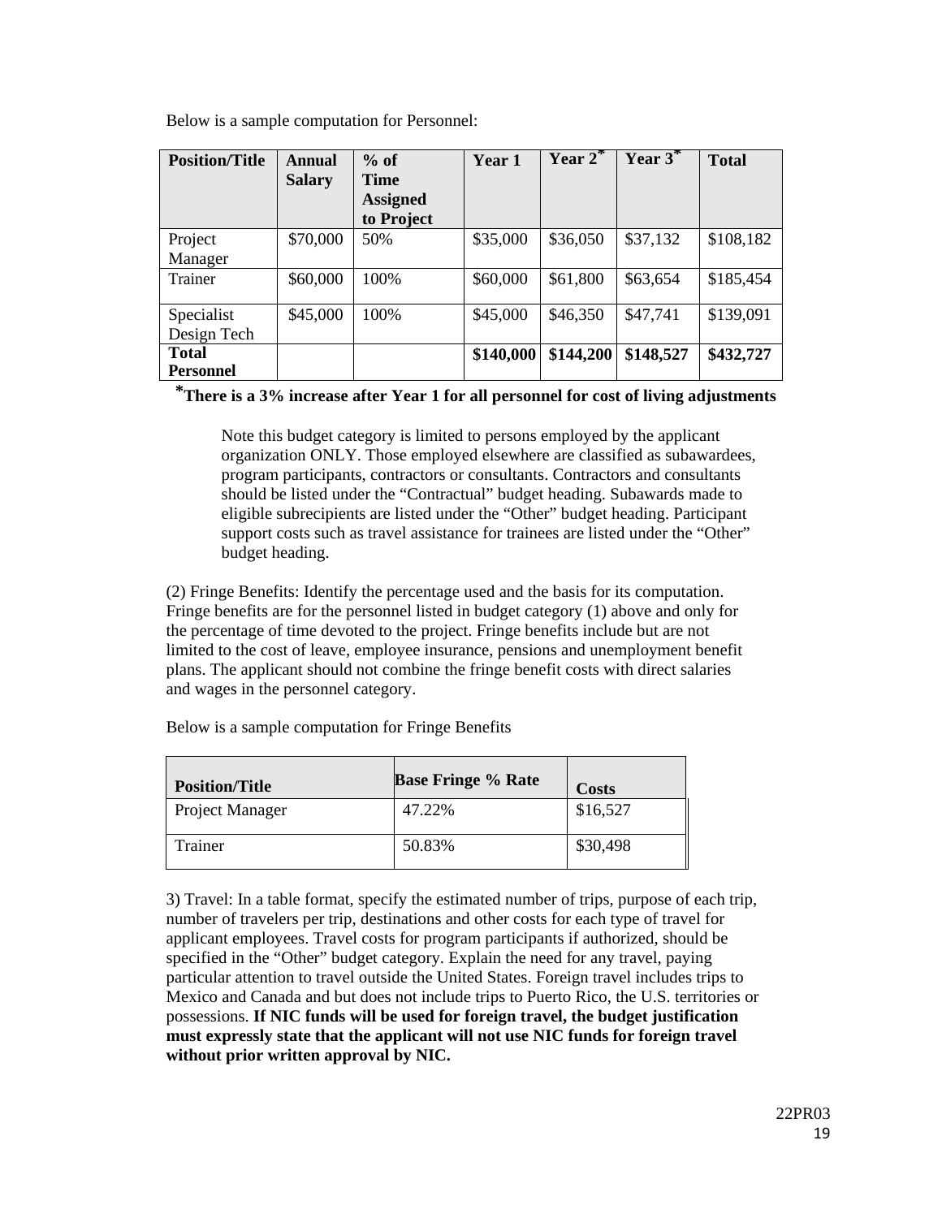Below is a sample computation for Personnel:

| Position/Title | Annual Salary | % of Time Assigned to Project | Year 1 | Year 2* | Year 3* | Total |
|---|---|---|---|---|---|---|
| Project Manager | $70,000 | 50% | $35,000 | $36,050 | $37,132 | $108,182 |
| Trainer | $60,000 | 100% | $60,000 | $61,800 | $63,654 | $185,454 |
| Specialist Design Tech | $45,000 | 100% | $45,000 | $46,350 | $47,741 | $139,091 |
| **Total Personnel** | | | **$140,000** | **$144,200** | **$148,527** | **$432,727** |

***There is a 3% increase after Year 1 for all personnel for cost of living adjustments**

> Note this budget category is limited to persons employed by the applicant organization ONLY. Those employed elsewhere are classified as subawardees, program participants, contractors or consultants. Contractors and consultants should be listed under the "Contractual" budget heading. Subawards made to eligible subrecipients are listed under the "Other" budget heading. Participant support costs such as travel assistance for trainees are listed under the "Other" budget heading.

(2) Fringe Benefits: Identify the percentage used and the basis for its computation. Fringe benefits are for the personnel listed in budget category (1) above and only for the percentage of time devoted to the project. Fringe benefits include but are not limited to the cost of leave, employee insurance, pensions and unemployment benefit plans. The applicant should not combine the fringe benefit costs with direct salaries and wages in the personnel category.

Below is a sample computation for Fringe Benefits

| Position/Title | Base Fringe % Rate | Costs |
|---|---|---|
| Project Manager | 47.22% | $16,527 |
| Trainer | 50.83% | $30,498 |

3) Travel: In a table format, specify the estimated number of trips, purpose of each trip, number of travelers per trip, destinations and other costs for each type of travel for applicant employees. Travel costs for program participants if authorized, should be specified in the "Other" budget category. Explain the need for any travel, paying particular attention to travel outside the United States. Foreign travel includes trips to Mexico and Canada and but does not include trips to Puerto Rico, the U.S. territories or possessions. **If NIC funds will be used for foreign travel, the budget justification must expressly state that the applicant will not use NIC funds for foreign travel without prior written approval by NIC.**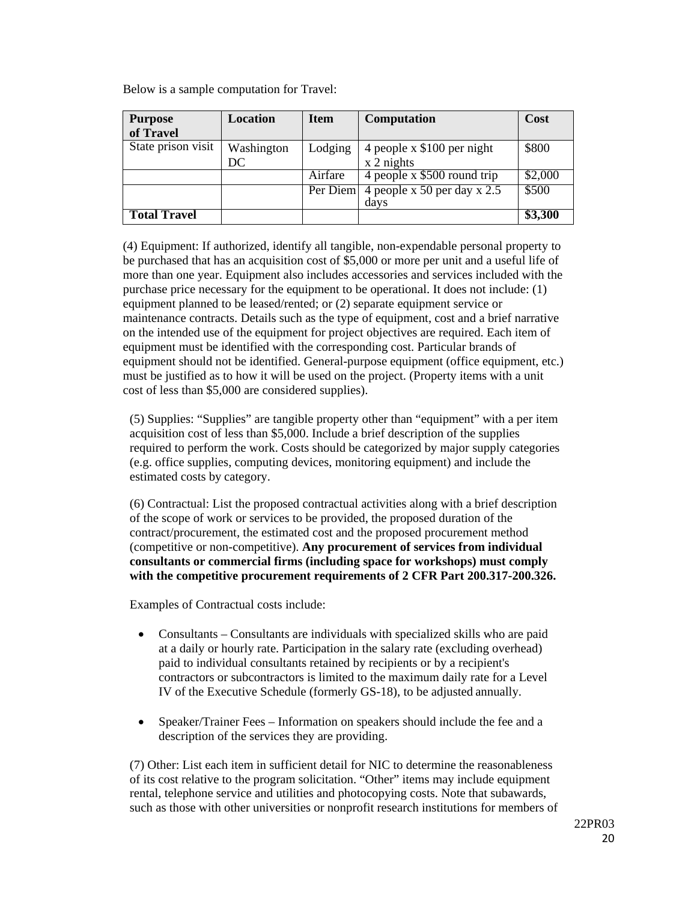Below is a sample computation for Travel:

| Purpose of Travel | Location | Item | Computation | Cost |
| --- | --- | --- | --- | --- |
| State prison visit | Washington DC | Lodging | 4 people x $100 per night x 2 nights | $800 |
| | | Airfare | 4 people x $500 round trip | $2,000 |
| | | Per Diem | 4 people x 50 per day x 2.5 days | $500 |
| **Total Travel** | | | | **$3,300** |

(4) Equipment: If authorized, identify all tangible, non-expendable personal property to be purchased that has an acquisition cost of $5,000 or more per unit and a useful life of more than one year. Equipment also includes accessories and services included with the purchase price necessary for the equipment to be operational. It does not include: (1) equipment planned to be leased/rented; or (2) separate equipment service or maintenance contracts. Details such as the type of equipment, cost and a brief narrative on the intended use of the equipment for project objectives are required. Each item of equipment must be identified with the corresponding cost. Particular brands of equipment should not be identified. General-purpose equipment (office equipment, etc.) must be justified as to how it will be used on the project. (Property items with a unit cost of less than $5,000 are considered supplies).

(5) Supplies: "Supplies" are tangible property other than "equipment" with a per item acquisition cost of less than $5,000. Include a brief description of the supplies required to perform the work. Costs should be categorized by major supply categories (e.g. office supplies, computing devices, monitoring equipment) and include the estimated costs by category.

(6) Contractual: List the proposed contractual activities along with a brief description of the scope of work or services to be provided, the proposed duration of the contract/procurement, the estimated cost and the proposed procurement method (competitive or non-competitive). **Any procurement of services from individual consultants or commercial firms (including space for workshops) must comply with the competitive procurement requirements of 2 CFR Part 200.317-200.326.**

Examples of Contractual costs include:

- Consultants – Consultants are individuals with specialized skills who are paid at a daily or hourly rate. Participation in the salary rate (excluding overhead) paid to individual consultants retained by recipients or by a recipient's contractors or subcontractors is limited to the maximum daily rate for a Level IV of the Executive Schedule (formerly GS-18), to be adjusted annually.

- Speaker/Trainer Fees – Information on speakers should include the fee and a description of the services they are providing.

(7) Other: List each item in sufficient detail for NIC to determine the reasonableness of its cost relative to the program solicitation. "Other" items may include equipment rental, telephone service and utilities and photocopying costs. Note that subawards, such as those with other universities or nonprofit research institutions for members of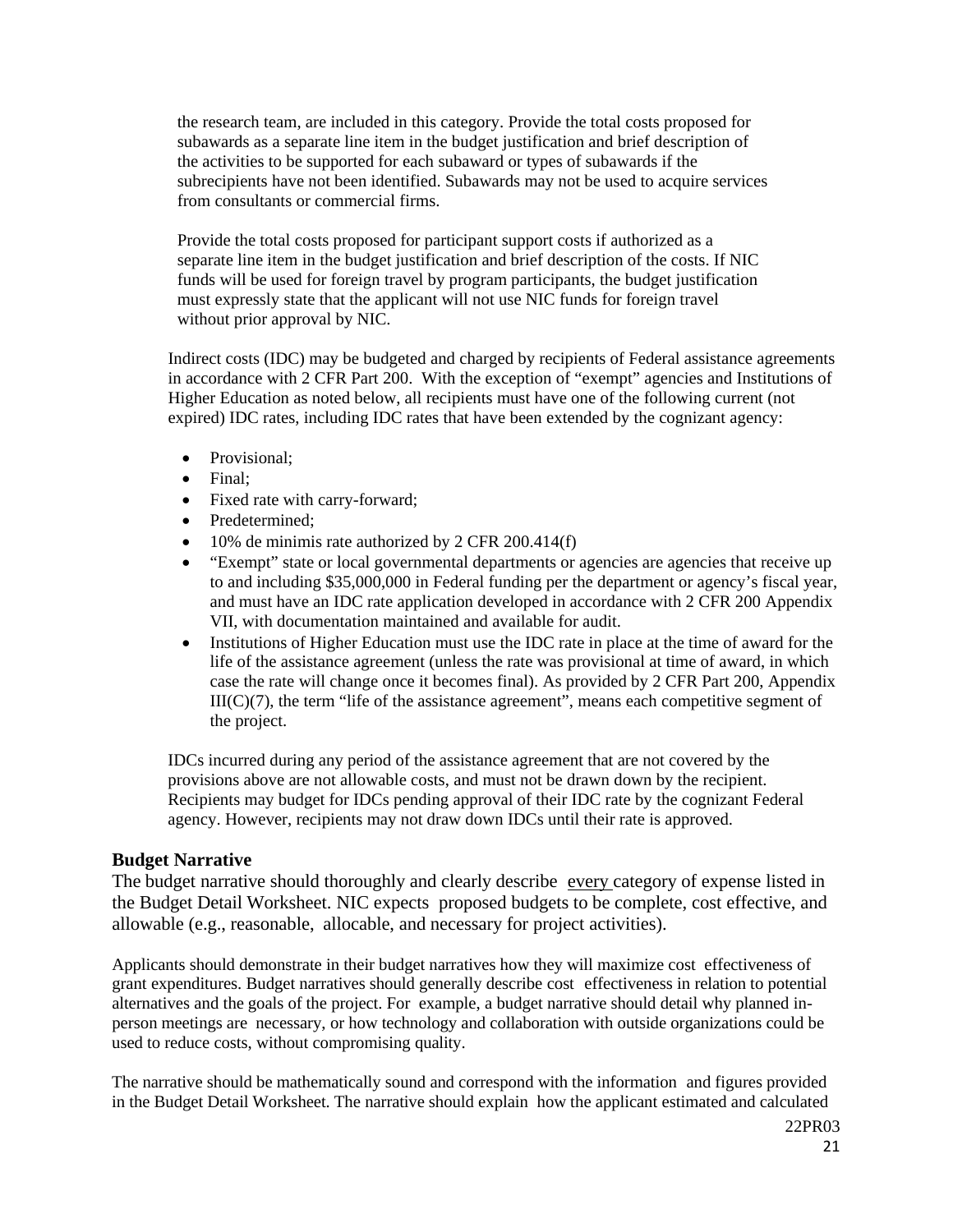the research team, are included in this category. Provide the total costs proposed for subawards as a separate line item in the budget justification and brief description of the activities to be supported for each subaward or types of subawards if the subrecipients have not been identified. Subawards may not be used to acquire services from consultants or commercial firms.

Provide the total costs proposed for participant support costs if authorized as a separate line item in the budget justification and brief description of the costs. If NIC funds will be used for foreign travel by program participants, the budget justification must expressly state that the applicant will not use NIC funds for foreign travel without prior approval by NIC.

Indirect costs (IDC) may be budgeted and charged by recipients of Federal assistance agreements in accordance with 2 CFR Part 200. With the exception of "exempt" agencies and Institutions of Higher Education as noted below, all recipients must have one of the following current (not expired) IDC rates, including IDC rates that have been extended by the cognizant agency:

- Provisional;
- Final;
- Fixed rate with carry-forward;
- Predetermined;
- 10% de minimis rate authorized by 2 CFR 200.414(f)
- "Exempt" state or local governmental departments or agencies are agencies that receive up to and including $35,000,000 in Federal funding per the department or agency's fiscal year, and must have an IDC rate application developed in accordance with 2 CFR 200 Appendix VII, with documentation maintained and available for audit.
- Institutions of Higher Education must use the IDC rate in place at the time of award for the life of the assistance agreement (unless the rate was provisional at time of award, in which case the rate will change once it becomes final). As provided by 2 CFR Part 200, Appendix III(C)(7), the term "life of the assistance agreement", means each competitive segment of the project.

IDCs incurred during any period of the assistance agreement that are not covered by the provisions above are not allowable costs, and must not be drawn down by the recipient. Recipients may budget for IDCs pending approval of their IDC rate by the cognizant Federal agency. However, recipients may not draw down IDCs until their rate is approved.

## Budget Narrative

The budget narrative should thoroughly and clearly describe every category of expense listed in the Budget Detail Worksheet. NIC expects proposed budgets to be complete, cost effective, and allowable (e.g., reasonable, allocable, and necessary for project activities).

Applicants should demonstrate in their budget narratives how they will maximize cost effectiveness of grant expenditures. Budget narratives should generally describe cost effectiveness in relation to potential alternatives and the goals of the project. For example, a budget narrative should detail why planned in-person meetings are necessary, or how technology and collaboration with outside organizations could be used to reduce costs, without compromising quality.

The narrative should be mathematically sound and correspond with the information and figures provided in the Budget Detail Worksheet. The narrative should explain how the applicant estimated and calculated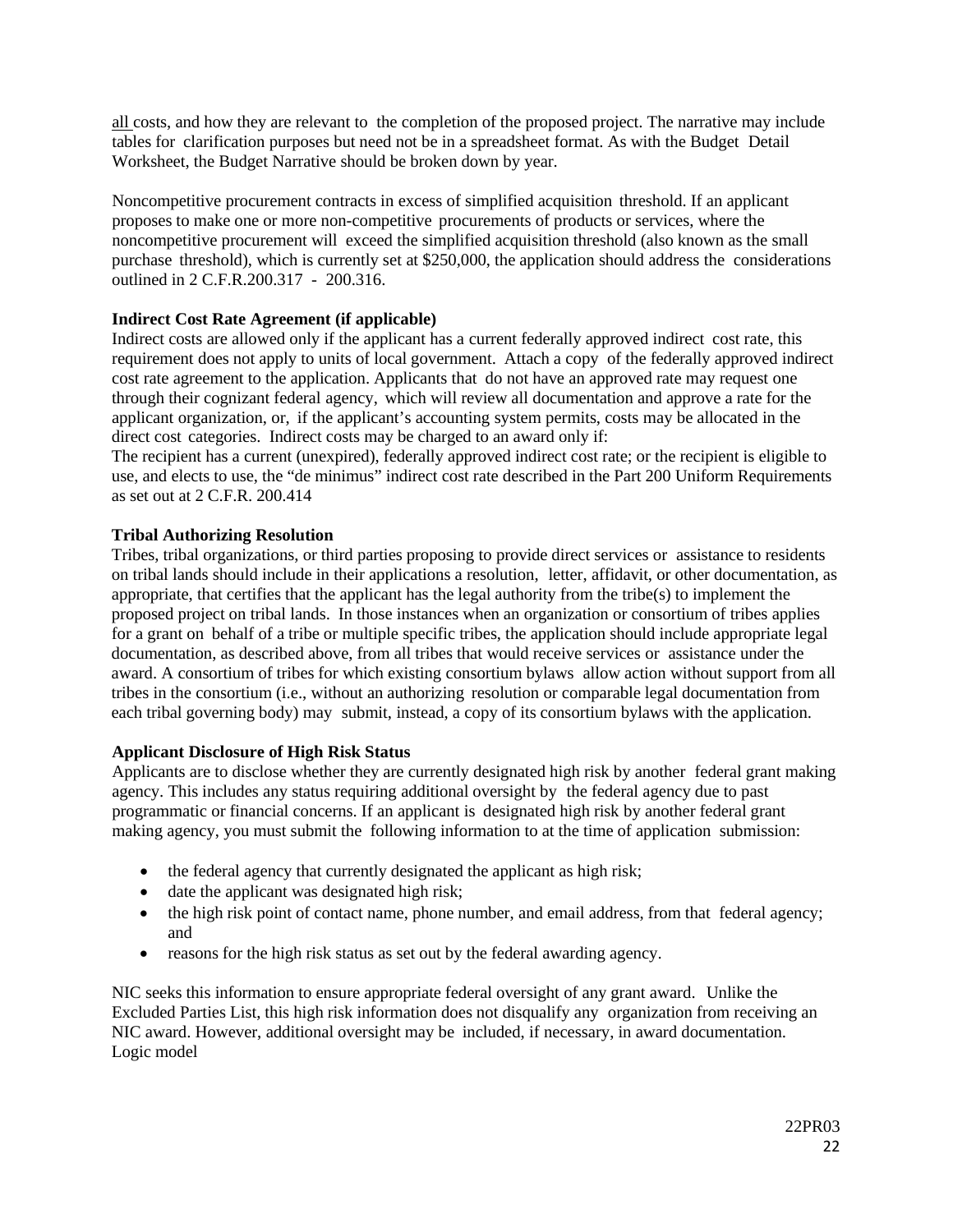all costs, and how they are relevant to the completion of the proposed project. The narrative may include tables for clarification purposes but need not be in a spreadsheet format. As with the Budget Detail Worksheet, the Budget Narrative should be broken down by year.

Noncompetitive procurement contracts in excess of simplified acquisition threshold. If an applicant proposes to make one or more non-competitive procurements of products or services, where the noncompetitive procurement will exceed the simplified acquisition threshold (also known as the small purchase threshold), which is currently set at $250,000, the application should address the considerations outlined in 2 C.F.R.200.317 - 200.316.

**Indirect Cost Rate Agreement (if applicable)**

Indirect costs are allowed only if the applicant has a current federally approved indirect cost rate, this requirement does not apply to units of local government. Attach a copy of the federally approved indirect cost rate agreement to the application. Applicants that do not have an approved rate may request one through their cognizant federal agency, which will review all documentation and approve a rate for the applicant organization, or, if the applicant's accounting system permits, costs may be allocated in the direct cost categories. Indirect costs may be charged to an award only if:

The recipient has a current (unexpired), federally approved indirect cost rate; or the recipient is eligible to use, and elects to use, the "de minimus" indirect cost rate described in the Part 200 Uniform Requirements as set out at 2 C.F.R. 200.414

**Tribal Authorizing Resolution**

Tribes, tribal organizations, or third parties proposing to provide direct services or assistance to residents on tribal lands should include in their applications a resolution, letter, affidavit, or other documentation, as appropriate, that certifies that the applicant has the legal authority from the tribe(s) to implement the proposed project on tribal lands. In those instances when an organization or consortium of tribes applies for a grant on behalf of a tribe or multiple specific tribes, the application should include appropriate legal documentation, as described above, from all tribes that would receive services or assistance under the award. A consortium of tribes for which existing consortium bylaws allow action without support from all tribes in the consortium (i.e., without an authorizing resolution or comparable legal documentation from each tribal governing body) may submit, instead, a copy of its consortium bylaws with the application.

**Applicant Disclosure of High Risk Status**

Applicants are to disclose whether they are currently designated high risk by another federal grant making agency. This includes any status requiring additional oversight by the federal agency due to past programmatic or financial concerns. If an applicant is designated high risk by another federal grant making agency, you must submit the following information to at the time of application submission:

- the federal agency that currently designated the applicant as high risk;
- date the applicant was designated high risk;
- the high risk point of contact name, phone number, and email address, from that federal agency; and
- reasons for the high risk status as set out by the federal awarding agency.

NIC seeks this information to ensure appropriate federal oversight of any grant award. Unlike the Excluded Parties List, this high risk information does not disqualify any organization from receiving an NIC award. However, additional oversight may be included, if necessary, in award documentation.
Logic model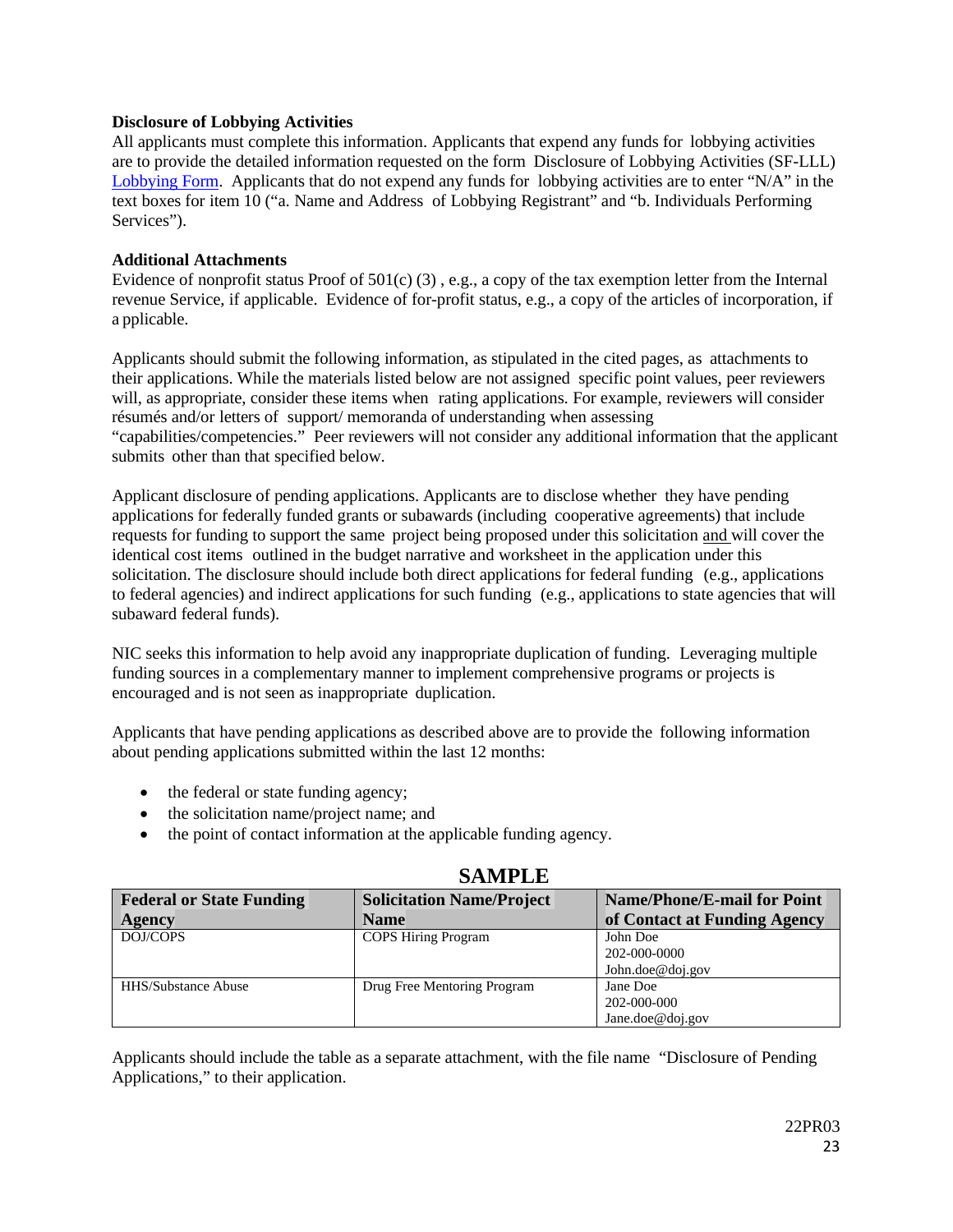**Disclosure of Lobbying Activities**

All applicants must complete this information. Applicants that expend any funds for lobbying activities are to provide the detailed information requested on the form Disclosure of Lobbying Activities (SF-LLL) [Lobbying Form](). Applicants that do not expend any funds for lobbying activities are to enter "N/A" in the text boxes for item 10 ("a. Name and Address of Lobbying Registrant" and "b. Individuals Performing Services").

**Additional Attachments**

Evidence of nonprofit status Proof of 501(c) (3) , e.g., a copy of the tax exemption letter from the Internal revenue Service, if applicable. Evidence of for-profit status, e.g., a copy of the articles of incorporation, if a pplicable.

Applicants should submit the following information, as stipulated in the cited pages, as attachments to their applications. While the materials listed below are not assigned specific point values, peer reviewers will, as appropriate, consider these items when rating applications. For example, reviewers will consider résumés and/or letters of support/ memoranda of understanding when assessing "capabilities/competencies." Peer reviewers will not consider any additional information that the applicant submits other than that specified below.

Applicant disclosure of pending applications. Applicants are to disclose whether they have pending applications for federally funded grants or subawards (including cooperative agreements) that include requests for funding to support the same project being proposed under this solicitation and will cover the identical cost items outlined in the budget narrative and worksheet in the application under this solicitation. The disclosure should include both direct applications for federal funding (e.g., applications to federal agencies) and indirect applications for such funding (e.g., applications to state agencies that will subaward federal funds).

NIC seeks this information to help avoid any inappropriate duplication of funding. Leveraging multiple funding sources in a complementary manner to implement comprehensive programs or projects is encouraged and is not seen as inappropriate duplication.

Applicants that have pending applications as described above are to provide the following information about pending applications submitted within the last 12 months:

- the federal or state funding agency;
- the solicitation name/project name; and
- the point of contact information at the applicable funding agency.

**SAMPLE**

| Federal or State Funding Agency | Solicitation Name/Project Name | Name/Phone/E-mail for Point of Contact at Funding Agency |
| --- | --- | --- |
| DOJ/COPS | COPS Hiring Program | John Doe<br>202-000-0000<br>John.doe@doj.gov |
| HHS/Substance Abuse | Drug Free Mentoring Program | Jane Doe<br>202-000-000<br>Jane.doe@doj.gov |

Applicants should include the table as a separate attachment, with the file name "Disclosure of Pending Applications," to their application.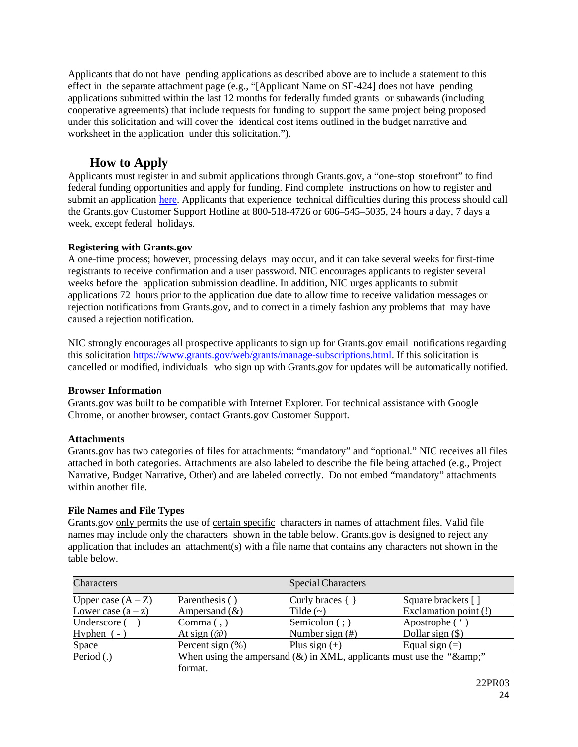Applicants that do not have pending applications as described above are to include a statement to this effect in the separate attachment page (e.g., "[Applicant Name on SF-424] does not have pending applications submitted within the last 12 months for federally funded grants or subawards (including cooperative agreements) that include requests for funding to support the same project being proposed under this solicitation and will cover the identical cost items outlined in the budget narrative and worksheet in the application under this solicitation.").

## How to Apply

Applicants must register in and submit applications through Grants.gov, a "one-stop storefront" to find federal funding opportunities and apply for funding. Find complete instructions on how to register and submit an application here. Applicants that experience technical difficulties during this process should call the Grants.gov Customer Support Hotline at 800-518-4726 or 606–545–5035, 24 hours a day, 7 days a week, except federal holidays.

**Registering with Grants.gov**

A one-time process; however, processing delays may occur, and it can take several weeks for first-time registrants to receive confirmation and a user password. NIC encourages applicants to register several weeks before the application submission deadline. In addition, NIC urges applicants to submit applications 72 hours prior to the application due date to allow time to receive validation messages or rejection notifications from Grants.gov, and to correct in a timely fashion any problems that may have caused a rejection notification.

NIC strongly encourages all prospective applicants to sign up for Grants.gov email notifications regarding this solicitation https://www.grants.gov/web/grants/manage-subscriptions.html. If this solicitation is cancelled or modified, individuals who sign up with Grants.gov for updates will be automatically notified.

**Browser Information**

Grants.gov was built to be compatible with Internet Explorer. For technical assistance with Google Chrome, or another browser, contact Grants.gov Customer Support.

**Attachments**

Grants.gov has two categories of files for attachments: "mandatory" and "optional." NIC receives all files attached in both categories. Attachments are also labeled to describe the file being attached (e.g., Project Narrative, Budget Narrative, Other) and are labeled correctly. Do not embed "mandatory" attachments within another file.

**File Names and File Types**

Grants.gov only permits the use of certain specific characters in names of attachment files. Valid file names may include only the characters shown in the table below. Grants.gov is designed to reject any application that includes an attachment(s) with a file name that contains any characters not shown in the table below.

| Characters | Special Characters | | |
|---|---|---|---|
| Upper case (A – Z) | Parenthesis ( ) | Curly braces { } | Square brackets [ ] |
| Lower case (a – z) | Ampersand (&) | Tilde (~) | Exclamation point (!) |
| Underscore ( _ ) | Comma ( , ) | Semicolon ( ; ) | Apostrophe ( ' ) |
| Hyphen ( - ) | At sign (@) | Number sign (#) | Dollar sign ($) |
| Space | Percent sign (%) | Plus sign (+) | Equal sign (=) |
| Period (.) | When using the ampersand (&) in XML, applicants must use the "&amp;" format. | | |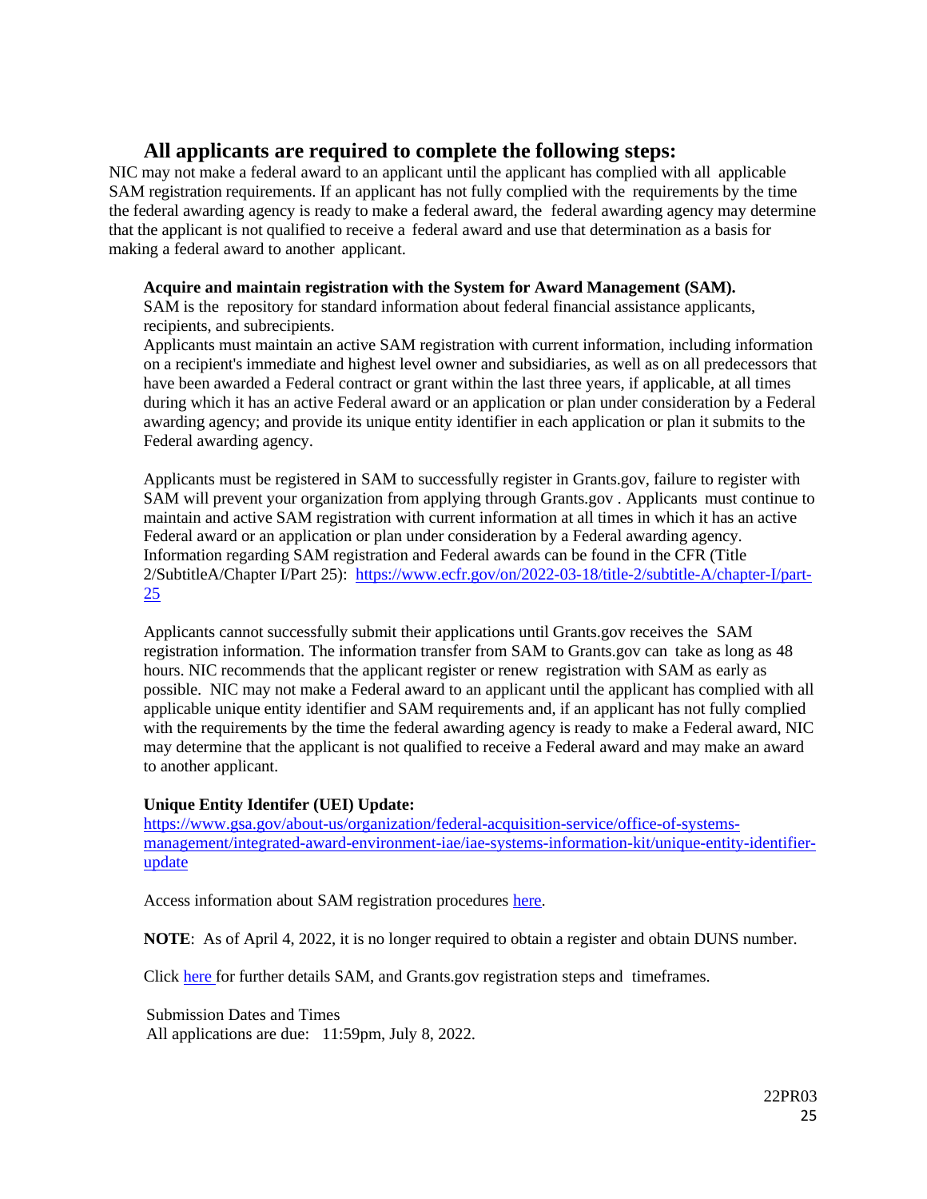## All applicants are required to complete the following steps:

NIC may not make a federal award to an applicant until the applicant has complied with all applicable SAM registration requirements. If an applicant has not fully complied with the requirements by the time the federal awarding agency is ready to make a federal award, the federal awarding agency may determine that the applicant is not qualified to receive a federal award and use that determination as a basis for making a federal award to another applicant.

**Acquire and maintain registration with the System for Award Management (SAM).**
SAM is the repository for standard information about federal financial assistance applicants, recipients, and subrecipients.
Applicants must maintain an active SAM registration with current information, including information on a recipient's immediate and highest level owner and subsidiaries, as well as on all predecessors that have been awarded a Federal contract or grant within the last three years, if applicable, at all times during which it has an active Federal award or an application or plan under consideration by a Federal awarding agency; and provide its unique entity identifier in each application or plan it submits to the Federal awarding agency.

Applicants must be registered in SAM to successfully register in Grants.gov, failure to register with SAM will prevent your organization from applying through Grants.gov . Applicants must continue to maintain and active SAM registration with current information at all times in which it has an active Federal award or an application or plan under consideration by a Federal awarding agency. Information regarding SAM registration and Federal awards can be found in the CFR (Title 2/SubtitleA/Chapter I/Part 25): [https://www.ecfr.gov/on/2022-03-18/title-2/subtitle-A/chapter-I/part-25](https://www.ecfr.gov/on/2022-03-18/title-2/subtitle-A/chapter-I/part-25)

Applicants cannot successfully submit their applications until Grants.gov receives the SAM registration information. The information transfer from SAM to Grants.gov can take as long as 48 hours. NIC recommends that the applicant register or renew registration with SAM as early as possible. NIC may not make a Federal award to an applicant until the applicant has complied with all applicable unique entity identifier and SAM requirements and, if an applicant has not fully complied with the requirements by the time the federal awarding agency is ready to make a Federal award, NIC may determine that the applicant is not qualified to receive a Federal award and may make an award to another applicant.

**Unique Entity Identifer (UEI) Update:**
[https://www.gsa.gov/about-us/organization/federal-acquisition-service/office-of-systems-management/integrated-award-environment-iae/iae-systems-information-kit/unique-entity-identifier-update](https://www.gsa.gov/about-us/organization/federal-acquisition-service/office-of-systems-management/integrated-award-environment-iae/iae-systems-information-kit/unique-entity-identifier-update)

Access information about SAM registration procedures here.

**NOTE**: As of April 4, 2022, it is no longer required to obtain a register and obtain DUNS number.

Click here for further details SAM, and Grants.gov registration steps and timeframes.

Submission Dates and Times
All applications are due: 11:59pm, July 8, 2022.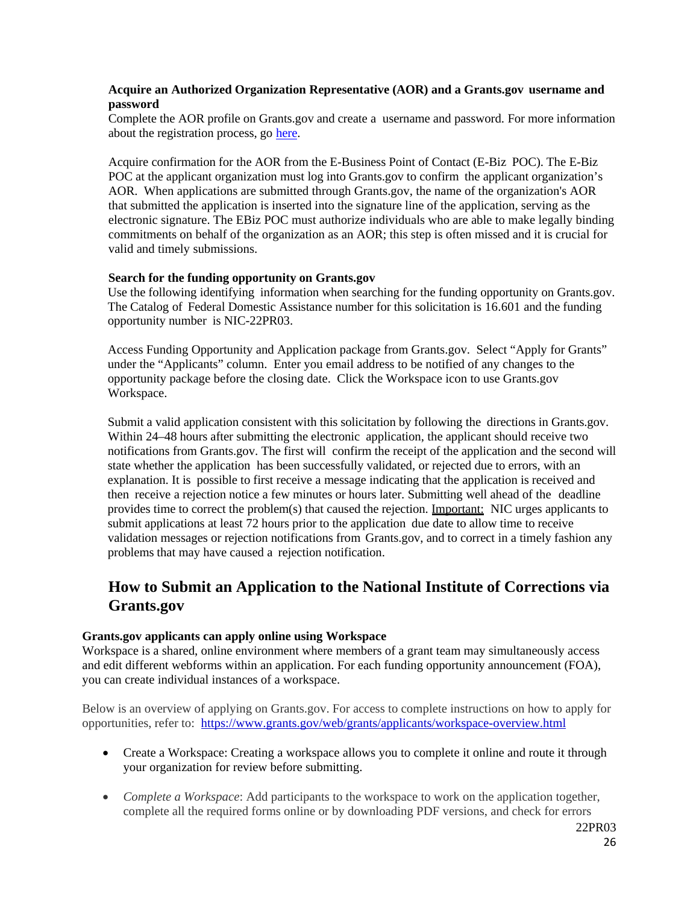**Acquire an Authorized Organization Representative (AOR) and a Grants.gov username and password**
Complete the AOR profile on Grants.gov and create a username and password. For more information about the registration process, go [here](#).

Acquire confirmation for the AOR from the E-Business Point of Contact (E-Biz POC). The E-Biz POC at the applicant organization must log into Grants.gov to confirm the applicant organization's AOR. When applications are submitted through Grants.gov, the name of the organization's AOR that submitted the application is inserted into the signature line of the application, serving as the electronic signature. The EBiz POC must authorize individuals who are able to make legally binding commitments on behalf of the organization as an AOR; this step is often missed and it is crucial for valid and timely submissions.

**Search for the funding opportunity on Grants.gov**
Use the following identifying information when searching for the funding opportunity on Grants.gov. The Catalog of Federal Domestic Assistance number for this solicitation is 16.601 and the funding opportunity number is NIC-22PR03.

Access Funding Opportunity and Application package from Grants.gov. Select "Apply for Grants" under the "Applicants" column. Enter you email address to be notified of any changes to the opportunity package before the closing date. Click the Workspace icon to use Grants.gov Workspace.

Submit a valid application consistent with this solicitation by following the directions in Grants.gov. Within 24–48 hours after submitting the electronic application, the applicant should receive two notifications from Grants.gov. The first will confirm the receipt of the application and the second will state whether the application has been successfully validated, or rejected due to errors, with an explanation. It is possible to first receive a message indicating that the application is received and then receive a rejection notice a few minutes or hours later. Submitting well ahead of the deadline provides time to correct the problem(s) that caused the rejection. Important: NIC urges applicants to submit applications at least 72 hours prior to the application due date to allow time to receive validation messages or rejection notifications from Grants.gov, and to correct in a timely fashion any problems that may have caused a rejection notification.

## How to Submit an Application to the National Institute of Corrections via Grants.gov

**Grants.gov applicants can apply online using Workspace**
Workspace is a shared, online environment where members of a grant team may simultaneously access and edit different webforms within an application. For each funding opportunity announcement (FOA), you can create individual instances of a workspace.

Below is an overview of applying on Grants.gov. For access to complete instructions on how to apply for opportunities, refer to: https://www.grants.gov/web/grants/applicants/workspace-overview.html

- Create a Workspace: Creating a workspace allows you to complete it online and route it through your organization for review before submitting.
- *Complete a Workspace*: Add participants to the workspace to work on the application together, complete all the required forms online or by downloading PDF versions, and check for errors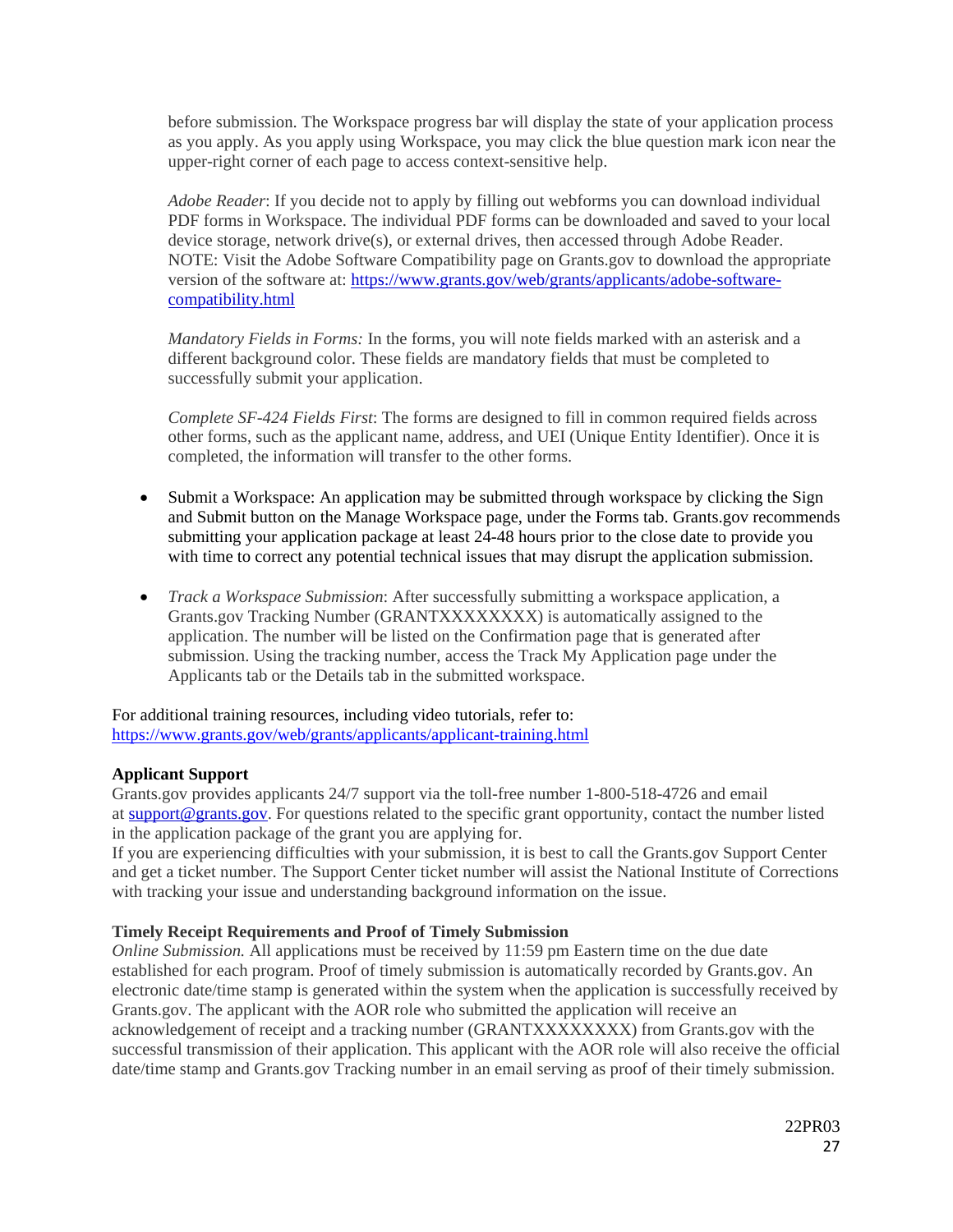before submission. The Workspace progress bar will display the state of your application process as you apply. As you apply using Workspace, you may click the blue question mark icon near the upper-right corner of each page to access context-sensitive help.

*Adobe Reader*: If you decide not to apply by filling out webforms you can download individual PDF forms in Workspace. The individual PDF forms can be downloaded and saved to your local device storage, network drive(s), or external drives, then accessed through Adobe Reader. NOTE: Visit the Adobe Software Compatibility page on Grants.gov to download the appropriate version of the software at: [https://www.grants.gov/web/grants/applicants/adobe-software-compatibility.html](https://www.grants.gov/web/grants/applicants/adobe-software-compatibility.html)

*Mandatory Fields in Forms:* In the forms, you will note fields marked with an asterisk and a different background color. These fields are mandatory fields that must be completed to successfully submit your application.

*Complete SF-424 Fields First*: The forms are designed to fill in common required fields across other forms, such as the applicant name, address, and UEI (Unique Entity Identifier). Once it is completed, the information will transfer to the other forms.

- Submit a Workspace: An application may be submitted through workspace by clicking the Sign and Submit button on the Manage Workspace page, under the Forms tab. Grants.gov recommends submitting your application package at least 24-48 hours prior to the close date to provide you with time to correct any potential technical issues that may disrupt the application submission.

- *Track a Workspace Submission*: After successfully submitting a workspace application, a Grants.gov Tracking Number (GRANTXXXXXXXX) is automatically assigned to the application. The number will be listed on the Confirmation page that is generated after submission. Using the tracking number, access the Track My Application page under the Applicants tab or the Details tab in the submitted workspace.

For additional training resources, including video tutorials, refer to: [https://www.grants.gov/web/grants/applicants/applicant-training.html](https://www.grants.gov/web/grants/applicants/applicant-training.html)

**Applicant Support**

Grants.gov provides applicants 24/7 support via the toll-free number 1-800-518-4726 and email at [support@grants.gov](mailto:support@grants.gov). For questions related to the specific grant opportunity, contact the number listed in the application package of the grant you are applying for.

If you are experiencing difficulties with your submission, it is best to call the Grants.gov Support Center and get a ticket number. The Support Center ticket number will assist the National Institute of Corrections with tracking your issue and understanding background information on the issue.

**Timely Receipt Requirements and Proof of Timely Submission**

*Online Submission.* All applications must be received by 11:59 pm Eastern time on the due date established for each program. Proof of timely submission is automatically recorded by Grants.gov. An electronic date/time stamp is generated within the system when the application is successfully received by Grants.gov. The applicant with the AOR role who submitted the application will receive an acknowledgement of receipt and a tracking number (GRANTXXXXXXXX) from Grants.gov with the successful transmission of their application. This applicant with the AOR role will also receive the official date/time stamp and Grants.gov Tracking number in an email serving as proof of their timely submission.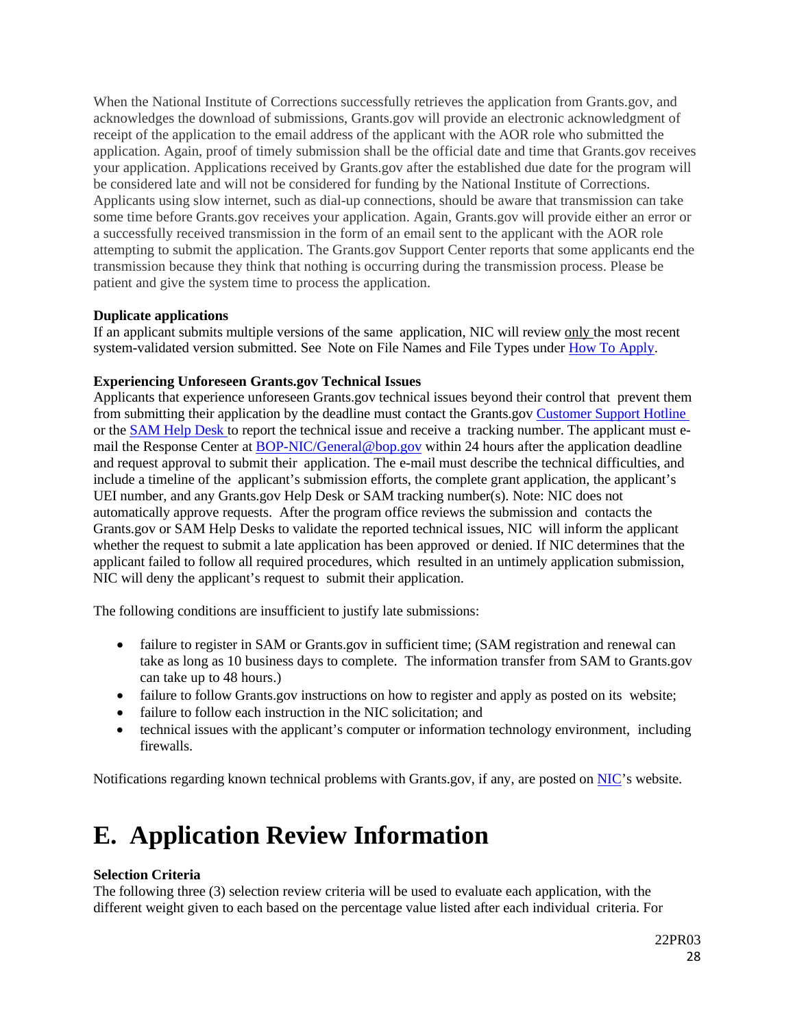When the National Institute of Corrections successfully retrieves the application from Grants.gov, and acknowledges the download of submissions, Grants.gov will provide an electronic acknowledgment of receipt of the application to the email address of the applicant with the AOR role who submitted the application. Again, proof of timely submission shall be the official date and time that Grants.gov receives your application. Applications received by Grants.gov after the established due date for the program will be considered late and will not be considered for funding by the National Institute of Corrections. Applicants using slow internet, such as dial-up connections, should be aware that transmission can take some time before Grants.gov receives your application. Again, Grants.gov will provide either an error or a successfully received transmission in the form of an email sent to the applicant with the AOR role attempting to submit the application. The Grants.gov Support Center reports that some applicants end the transmission because they think that nothing is occurring during the transmission process. Please be patient and give the system time to process the application.

**Duplicate applications**

If an applicant submits multiple versions of the same application, NIC will review only the most recent system-validated version submitted. See Note on File Names and File Types under How To Apply.

**Experiencing Unforeseen Grants.gov Technical Issues**

Applicants that experience unforeseen Grants.gov technical issues beyond their control that prevent them from submitting their application by the deadline must contact the Grants.gov Customer Support Hotline or the SAM Help Desk to report the technical issue and receive a tracking number. The applicant must e-mail the Response Center at BOP-NIC/General@bop.gov within 24 hours after the application deadline and request approval to submit their application. The e-mail must describe the technical difficulties, and include a timeline of the applicant's submission efforts, the complete grant application, the applicant's UEI number, and any Grants.gov Help Desk or SAM tracking number(s). Note: NIC does not automatically approve requests. After the program office reviews the submission and contacts the Grants.gov or SAM Help Desks to validate the reported technical issues, NIC will inform the applicant whether the request to submit a late application has been approved or denied. If NIC determines that the applicant failed to follow all required procedures, which resulted in an untimely application submission, NIC will deny the applicant's request to submit their application.

The following conditions are insufficient to justify late submissions:

- failure to register in SAM or Grants.gov in sufficient time; (SAM registration and renewal can take as long as 10 business days to complete. The information transfer from SAM to Grants.gov can take up to 48 hours.)
- failure to follow Grants.gov instructions on how to register and apply as posted on its website;
- failure to follow each instruction in the NIC solicitation; and
- technical issues with the applicant's computer or information technology environment, including firewalls.

Notifications regarding known technical problems with Grants.gov, if any, are posted on NIC's website.

# E. Application Review Information

**Selection Criteria**

The following three (3) selection review criteria will be used to evaluate each application, with the different weight given to each based on the percentage value listed after each individual criteria. For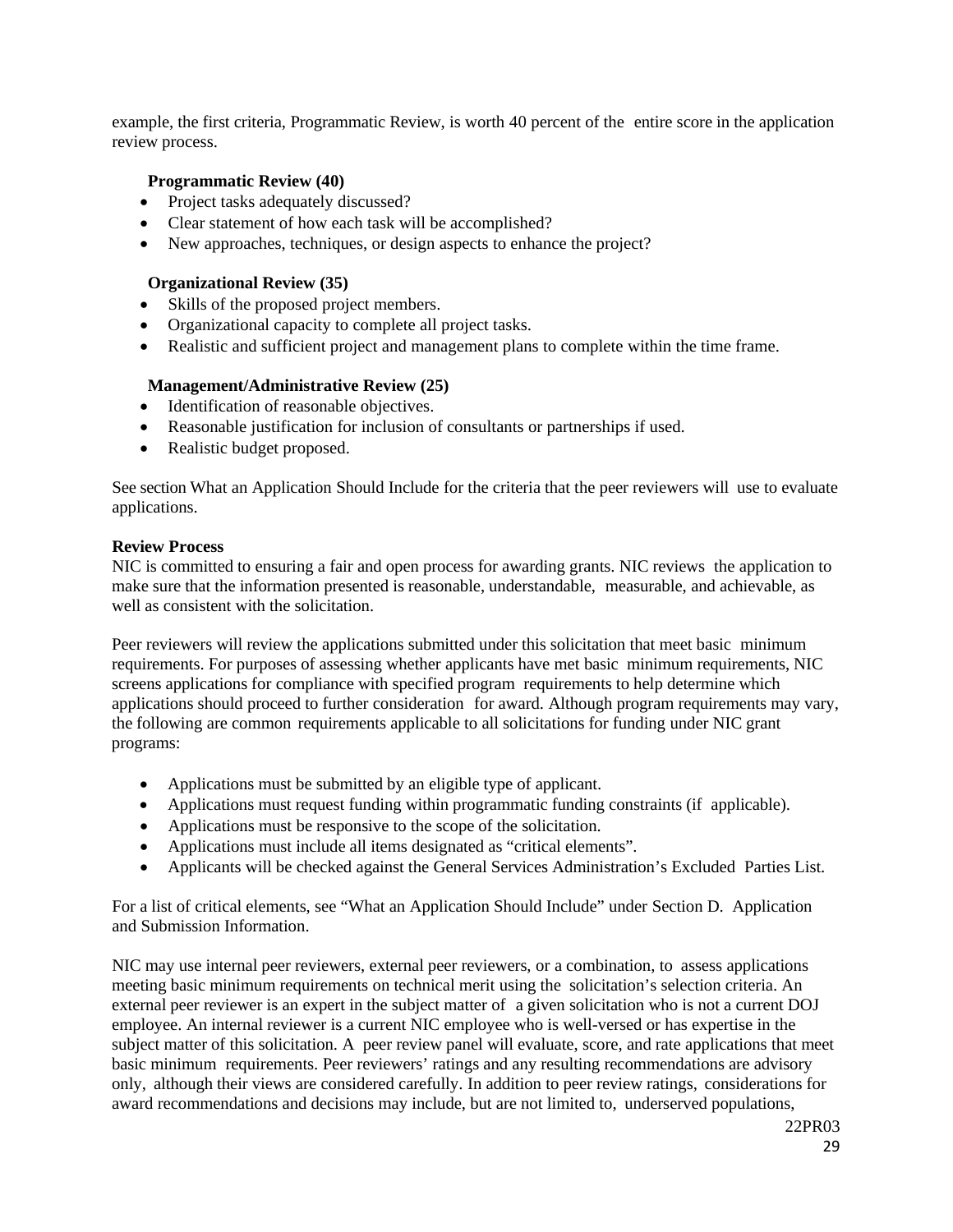example, the first criteria, Programmatic Review, is worth 40 percent of the entire score in the application review process.

**Programmatic Review (40)**

- Project tasks adequately discussed?
- Clear statement of how each task will be accomplished?
- New approaches, techniques, or design aspects to enhance the project?

**Organizational Review (35)**

- Skills of the proposed project members.
- Organizational capacity to complete all project tasks.
- Realistic and sufficient project and management plans to complete within the time frame.

**Management/Administrative Review (25)**

- Identification of reasonable objectives.
- Reasonable justification for inclusion of consultants or partnerships if used.
- Realistic budget proposed.

See section What an Application Should Include for the criteria that the peer reviewers will use to evaluate applications.

**Review Process**

NIC is committed to ensuring a fair and open process for awarding grants. NIC reviews the application to make sure that the information presented is reasonable, understandable, measurable, and achievable, as well as consistent with the solicitation.

Peer reviewers will review the applications submitted under this solicitation that meet basic minimum requirements. For purposes of assessing whether applicants have met basic minimum requirements, NIC screens applications for compliance with specified program requirements to help determine which applications should proceed to further consideration for award. Although program requirements may vary, the following are common requirements applicable to all solicitations for funding under NIC grant programs:

- Applications must be submitted by an eligible type of applicant.
- Applications must request funding within programmatic funding constraints (if applicable).
- Applications must be responsive to the scope of the solicitation.
- Applications must include all items designated as "critical elements".
- Applicants will be checked against the General Services Administration's Excluded Parties List.

For a list of critical elements, see "What an Application Should Include" under Section D. Application and Submission Information.

NIC may use internal peer reviewers, external peer reviewers, or a combination, to assess applications meeting basic minimum requirements on technical merit using the solicitation's selection criteria. An external peer reviewer is an expert in the subject matter of a given solicitation who is not a current DOJ employee. An internal reviewer is a current NIC employee who is well-versed or has expertise in the subject matter of this solicitation. A peer review panel will evaluate, score, and rate applications that meet basic minimum requirements. Peer reviewers' ratings and any resulting recommendations are advisory only, although their views are considered carefully. In addition to peer review ratings, considerations for award recommendations and decisions may include, but are not limited to, underserved populations,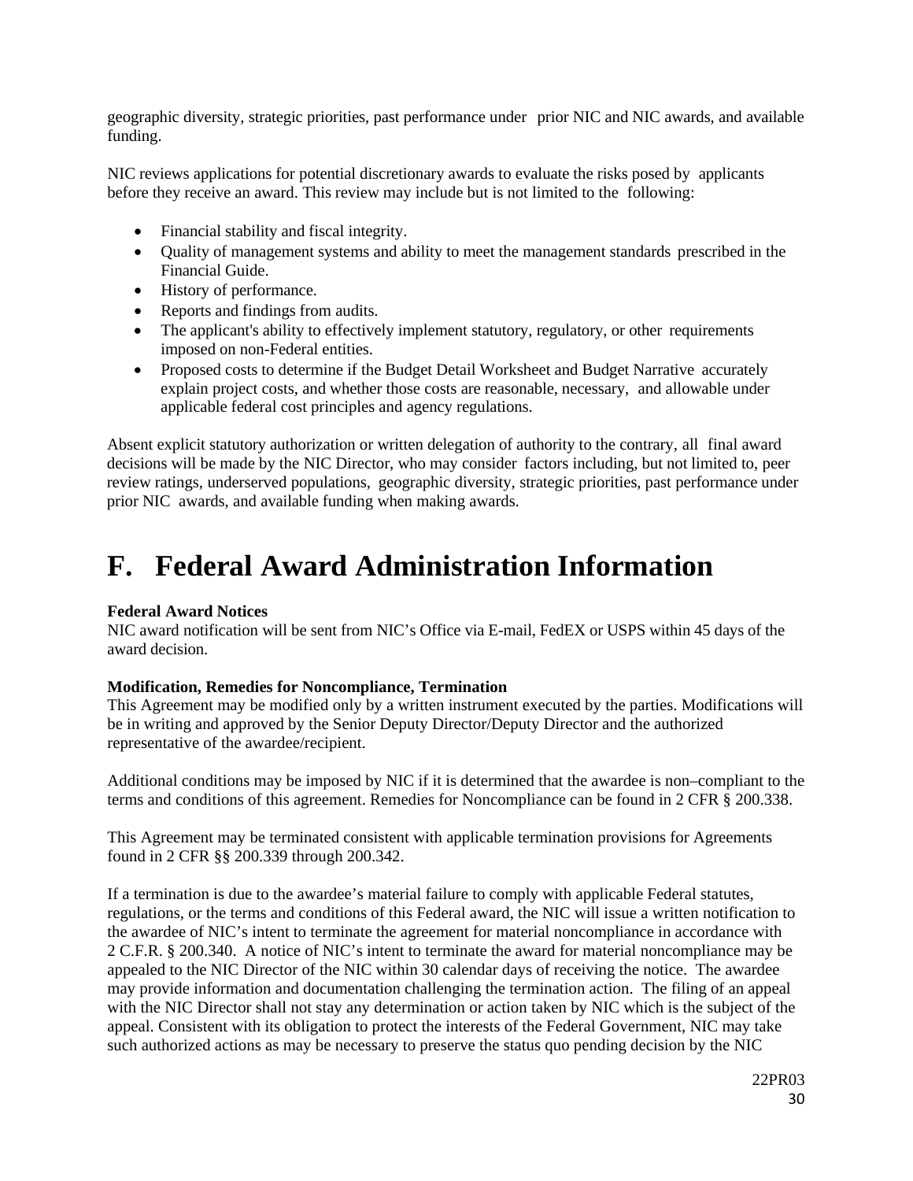geographic diversity, strategic priorities, past performance under prior NIC and NIC awards, and available funding.

NIC reviews applications for potential discretionary awards to evaluate the risks posed by applicants before they receive an award. This review may include but is not limited to the following:

- Financial stability and fiscal integrity.
- Quality of management systems and ability to meet the management standards prescribed in the Financial Guide.
- History of performance.
- Reports and findings from audits.
- The applicant's ability to effectively implement statutory, regulatory, or other requirements imposed on non-Federal entities.
- Proposed costs to determine if the Budget Detail Worksheet and Budget Narrative accurately explain project costs, and whether those costs are reasonable, necessary, and allowable under applicable federal cost principles and agency regulations.

Absent explicit statutory authorization or written delegation of authority to the contrary, all final award decisions will be made by the NIC Director, who may consider factors including, but not limited to, peer review ratings, underserved populations, geographic diversity, strategic priorities, past performance under prior NIC awards, and available funding when making awards.

# F. Federal Award Administration Information

**Federal Award Notices**
NIC award notification will be sent from NIC's Office via E-mail, FedEX or USPS within 45 days of the award decision.

**Modification, Remedies for Noncompliance, Termination**
This Agreement may be modified only by a written instrument executed by the parties. Modifications will be in writing and approved by the Senior Deputy Director/Deputy Director and the authorized representative of the awardee/recipient.

Additional conditions may be imposed by NIC if it is determined that the awardee is non–compliant to the terms and conditions of this agreement. Remedies for Noncompliance can be found in 2 CFR § 200.338.

This Agreement may be terminated consistent with applicable termination provisions for Agreements found in 2 CFR §§ 200.339 through 200.342.

If a termination is due to the awardee's material failure to comply with applicable Federal statutes, regulations, or the terms and conditions of this Federal award, the NIC will issue a written notification to the awardee of NIC's intent to terminate the agreement for material noncompliance in accordance with 2 C.F.R. § 200.340. A notice of NIC's intent to terminate the award for material noncompliance may be appealed to the NIC Director of the NIC within 30 calendar days of receiving the notice. The awardee may provide information and documentation challenging the termination action. The filing of an appeal with the NIC Director shall not stay any determination or action taken by NIC which is the subject of the appeal. Consistent with its obligation to protect the interests of the Federal Government, NIC may take such authorized actions as may be necessary to preserve the status quo pending decision by the NIC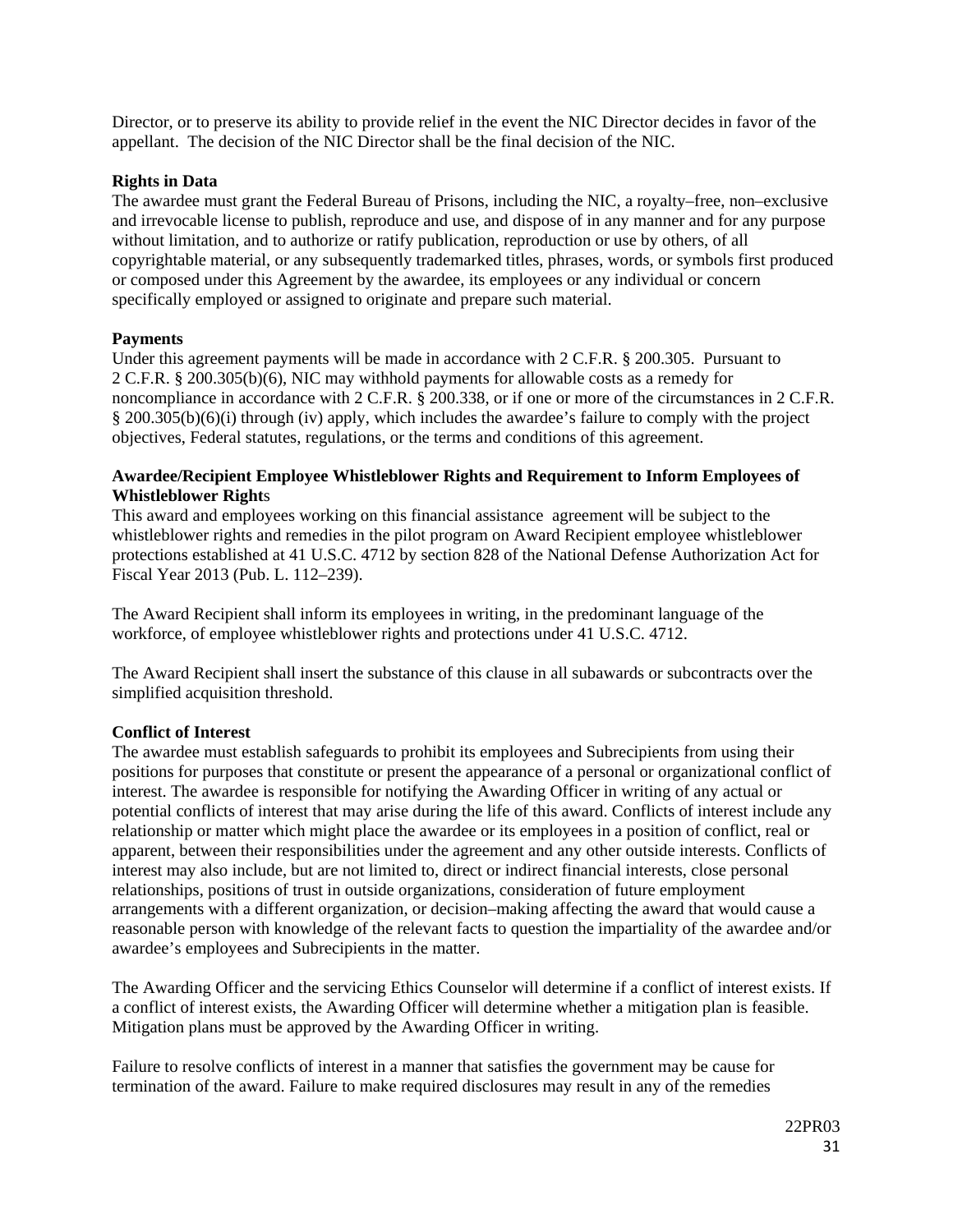Director, or to preserve its ability to provide relief in the event the NIC Director decides in favor of the appellant. The decision of the NIC Director shall be the final decision of the NIC.

**Rights in Data**

The awardee must grant the Federal Bureau of Prisons, including the NIC, a royalty–free, non–exclusive and irrevocable license to publish, reproduce and use, and dispose of in any manner and for any purpose without limitation, and to authorize or ratify publication, reproduction or use by others, of all copyrightable material, or any subsequently trademarked titles, phrases, words, or symbols first produced or composed under this Agreement by the awardee, its employees or any individual or concern specifically employed or assigned to originate and prepare such material.

**Payments**

Under this agreement payments will be made in accordance with 2 C.F.R. § 200.305. Pursuant to 2 C.F.R. § 200.305(b)(6), NIC may withhold payments for allowable costs as a remedy for noncompliance in accordance with 2 C.F.R. § 200.338, or if one or more of the circumstances in 2 C.F.R. § 200.305(b)(6)(i) through (iv) apply, which includes the awardee's failure to comply with the project objectives, Federal statutes, regulations, or the terms and conditions of this agreement.

**Awardee/Recipient Employee Whistleblower Rights and Requirement to Inform Employees of Whistleblower Rights**

This award and employees working on this financial assistance agreement will be subject to the whistleblower rights and remedies in the pilot program on Award Recipient employee whistleblower protections established at 41 U.S.C. 4712 by section 828 of the National Defense Authorization Act for Fiscal Year 2013 (Pub. L. 112–239).

The Award Recipient shall inform its employees in writing, in the predominant language of the workforce, of employee whistleblower rights and protections under 41 U.S.C. 4712.

The Award Recipient shall insert the substance of this clause in all subawards or subcontracts over the simplified acquisition threshold.

**Conflict of Interest**

The awardee must establish safeguards to prohibit its employees and Subrecipients from using their positions for purposes that constitute or present the appearance of a personal or organizational conflict of interest. The awardee is responsible for notifying the Awarding Officer in writing of any actual or potential conflicts of interest that may arise during the life of this award. Conflicts of interest include any relationship or matter which might place the awardee or its employees in a position of conflict, real or apparent, between their responsibilities under the agreement and any other outside interests. Conflicts of interest may also include, but are not limited to, direct or indirect financial interests, close personal relationships, positions of trust in outside organizations, consideration of future employment arrangements with a different organization, or decision–making affecting the award that would cause a reasonable person with knowledge of the relevant facts to question the impartiality of the awardee and/or awardee's employees and Subrecipients in the matter.

The Awarding Officer and the servicing Ethics Counselor will determine if a conflict of interest exists. If a conflict of interest exists, the Awarding Officer will determine whether a mitigation plan is feasible. Mitigation plans must be approved by the Awarding Officer in writing.

Failure to resolve conflicts of interest in a manner that satisfies the government may be cause for termination of the award. Failure to make required disclosures may result in any of the remedies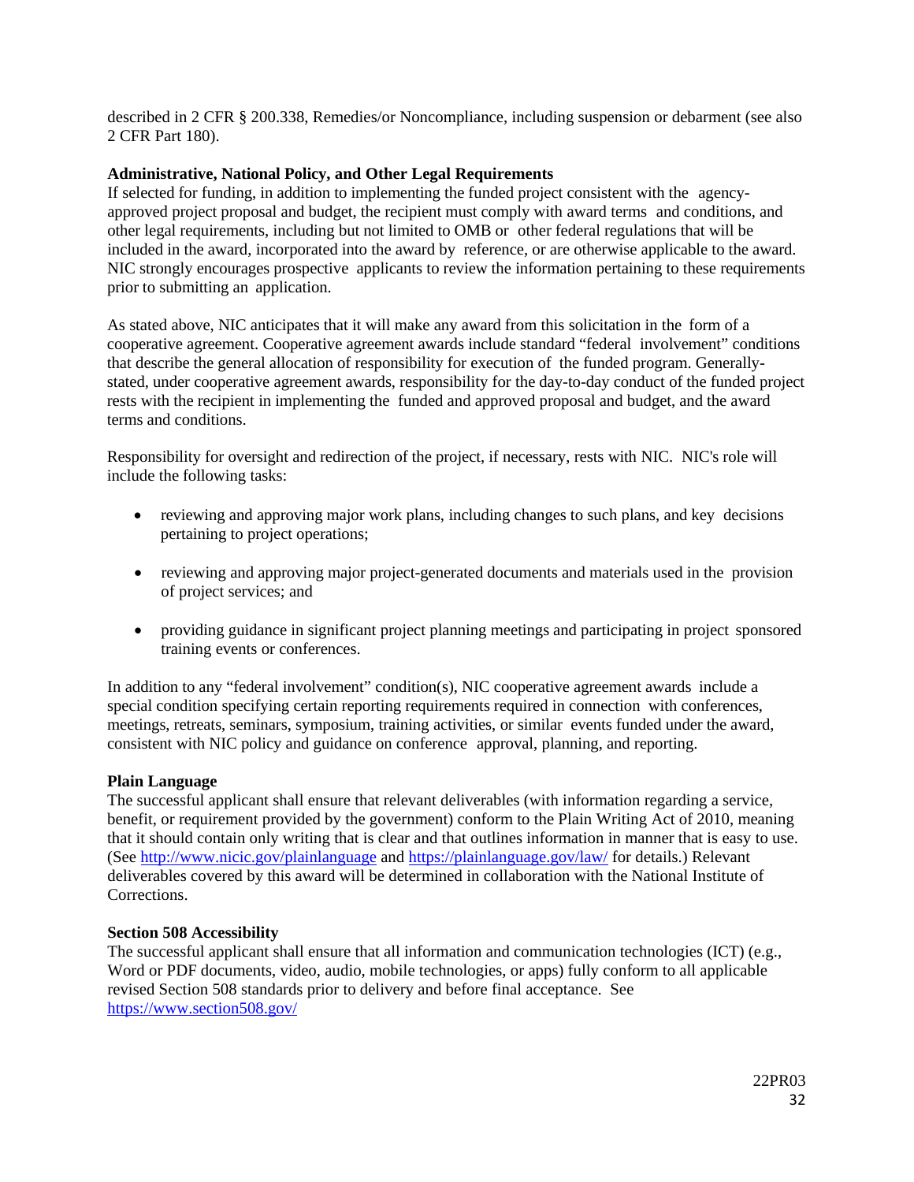described in 2 CFR § 200.338, Remedies/or Noncompliance, including suspension or debarment (see also 2 CFR Part 180).

**Administrative, National Policy, and Other Legal Requirements**

If selected for funding, in addition to implementing the funded project consistent with the agency-approved project proposal and budget, the recipient must comply with award terms and conditions, and other legal requirements, including but not limited to OMB or other federal regulations that will be included in the award, incorporated into the award by reference, or are otherwise applicable to the award. NIC strongly encourages prospective applicants to review the information pertaining to these requirements prior to submitting an application.

As stated above, NIC anticipates that it will make any award from this solicitation in the form of a cooperative agreement. Cooperative agreement awards include standard "federal involvement" conditions that describe the general allocation of responsibility for execution of the funded program. Generally-stated, under cooperative agreement awards, responsibility for the day-to-day conduct of the funded project rests with the recipient in implementing the funded and approved proposal and budget, and the award terms and conditions.

Responsibility for oversight and redirection of the project, if necessary, rests with NIC. NIC's role will include the following tasks:

- reviewing and approving major work plans, including changes to such plans, and key decisions pertaining to project operations;
- reviewing and approving major project-generated documents and materials used in the provision of project services; and
- providing guidance in significant project planning meetings and participating in project sponsored training events or conferences.

In addition to any "federal involvement" condition(s), NIC cooperative agreement awards include a special condition specifying certain reporting requirements required in connection with conferences, meetings, retreats, seminars, symposium, training activities, or similar events funded under the award, consistent with NIC policy and guidance on conference approval, planning, and reporting.

**Plain Language**

The successful applicant shall ensure that relevant deliverables (with information regarding a service, benefit, or requirement provided by the government) conform to the Plain Writing Act of 2010, meaning that it should contain only writing that is clear and that outlines information in manner that is easy to use. (See http://www.nicic.gov/plainlanguage and https://plainlanguage.gov/law/ for details.) Relevant deliverables covered by this award will be determined in collaboration with the National Institute of Corrections.

**Section 508 Accessibility**

The successful applicant shall ensure that all information and communication technologies (ICT) (e.g., Word or PDF documents, video, audio, mobile technologies, or apps) fully conform to all applicable revised Section 508 standards prior to delivery and before final acceptance. See https://www.section508.gov/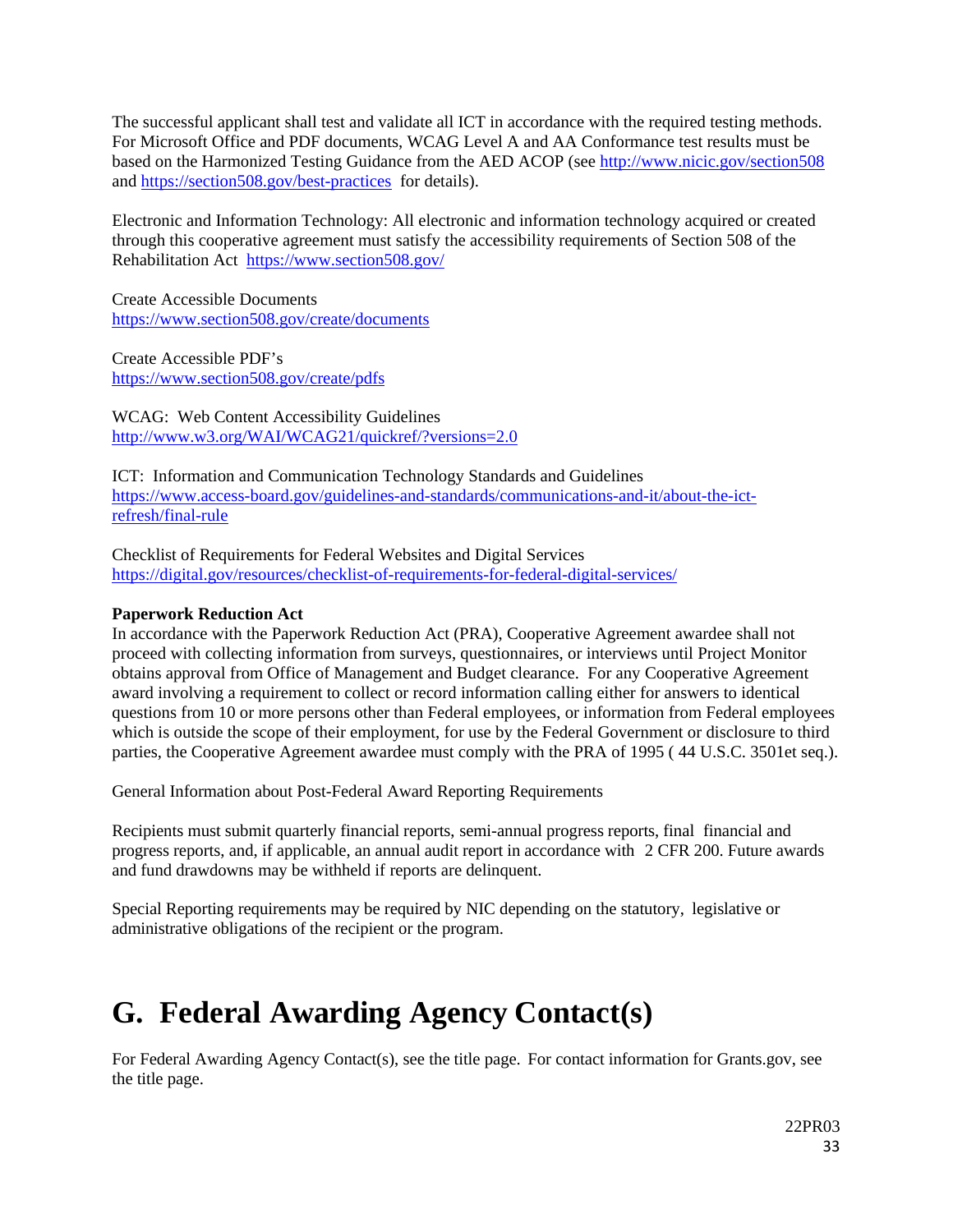The successful applicant shall test and validate all ICT in accordance with the required testing methods. For Microsoft Office and PDF documents, WCAG Level A and AA Conformance test results must be based on the Harmonized Testing Guidance from the AED ACOP (see http://www.nicic.gov/section508 and https://section508.gov/best-practices for details).

Electronic and Information Technology: All electronic and information technology acquired or created through this cooperative agreement must satisfy the accessibility requirements of Section 508 of the Rehabilitation Act https://www.section508.gov/

Create Accessible Documents
https://www.section508.gov/create/documents

Create Accessible PDF's
https://www.section508.gov/create/pdfs

WCAG: Web Content Accessibility Guidelines
http://www.w3.org/WAI/WCAG21/quickref/?versions=2.0

ICT: Information and Communication Technology Standards and Guidelines
https://www.access-board.gov/guidelines-and-standards/communications-and-it/about-the-ict-refresh/final-rule

Checklist of Requirements for Federal Websites and Digital Services
https://digital.gov/resources/checklist-of-requirements-for-federal-digital-services/

**Paperwork Reduction Act**
In accordance with the Paperwork Reduction Act (PRA), Cooperative Agreement awardee shall not proceed with collecting information from surveys, questionnaires, or interviews until Project Monitor obtains approval from Office of Management and Budget clearance. For any Cooperative Agreement award involving a requirement to collect or record information calling either for answers to identical questions from 10 or more persons other than Federal employees, or information from Federal employees which is outside the scope of their employment, for use by the Federal Government or disclosure to third parties, the Cooperative Agreement awardee must comply with the PRA of 1995 ( 44 U.S.C. 3501et seq.).

General Information about Post-Federal Award Reporting Requirements

Recipients must submit quarterly financial reports, semi-annual progress reports, final financial and progress reports, and, if applicable, an annual audit report in accordance with 2 CFR 200. Future awards and fund drawdowns may be withheld if reports are delinquent.

Special Reporting requirements may be required by NIC depending on the statutory, legislative or administrative obligations of the recipient or the program.

# G. Federal Awarding Agency Contact(s)

For Federal Awarding Agency Contact(s), see the title page. For contact information for Grants.gov, see the title page.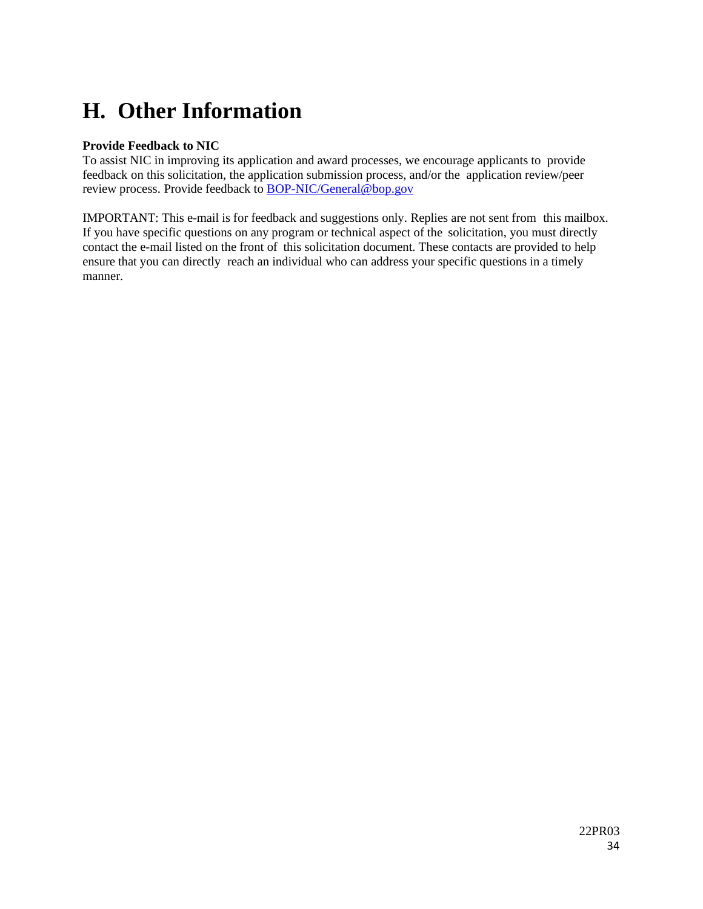# H. Other Information

**Provide Feedback to NIC**

To assist NIC in improving its application and award processes, we encourage applicants to provide feedback on this solicitation, the application submission process, and/or the application review/peer review process. Provide feedback to BOP-NIC/General@bop.gov

IMPORTANT: This e-mail is for feedback and suggestions only. Replies are not sent from this mailbox. If you have specific questions on any program or technical aspect of the solicitation, you must directly contact the e-mail listed on the front of this solicitation document. These contacts are provided to help ensure that you can directly reach an individual who can address your specific questions in a timely manner.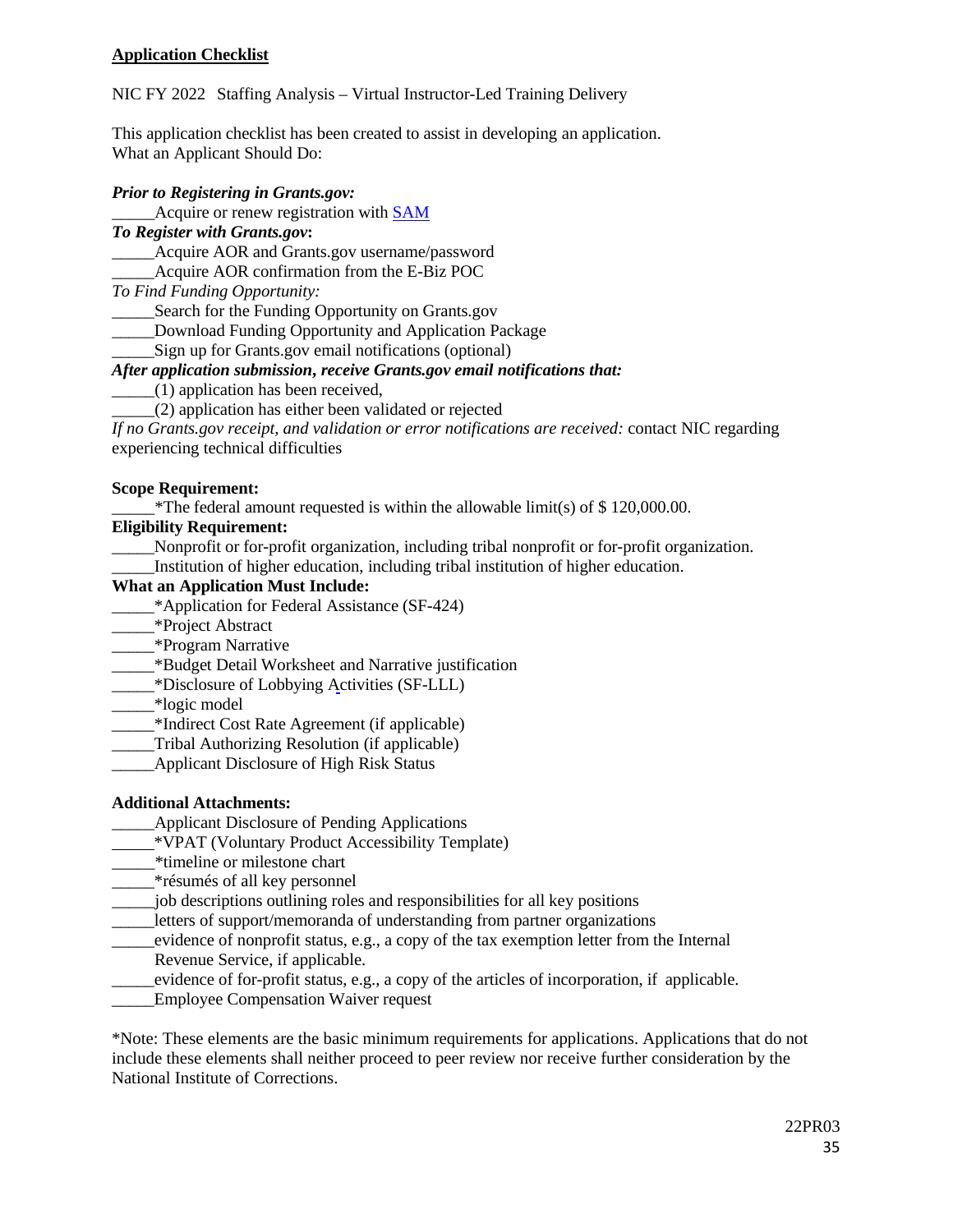**Application Checklist**

NIC FY 2022 Staffing Analysis – Virtual Instructor-Led Training Delivery

This application checklist has been created to assist in developing an application.
What an Applicant Should Do:

***Prior to Registering in Grants.gov:***

_____Acquire or renew registration with SAM

***To Register with Grants.gov*:**

_____Acquire AOR and Grants.gov username/password

_____Acquire AOR confirmation from the E-Biz POC

*To Find Funding Opportunity:*

_____Search for the Funding Opportunity on Grants.gov

_____Download Funding Opportunity and Application Package

_____Sign up for Grants.gov email notifications (optional)

***After application submission, receive Grants.gov email notifications that:***

_____(1) application has been received,

_____(2) application has either been validated or rejected

*If no Grants.gov receipt, and validation or error notifications are received:* contact NIC regarding experiencing technical difficulties

**Scope Requirement:**

_____*The federal amount requested is within the allowable limit(s) of $ 120,000.00.

**Eligibility Requirement:**

_____Nonprofit or for-profit organization, including tribal nonprofit or for-profit organization.

_____Institution of higher education, including tribal institution of higher education.

**What an Application Must Include:**

_____*Application for Federal Assistance (SF-424)

_____*Project Abstract

_____*Program Narrative

_____*Budget Detail Worksheet and Narrative justification

_____*Disclosure of Lobbying Activities (SF-LLL)

_____*logic model

_____*Indirect Cost Rate Agreement (if applicable)

_____Tribal Authorizing Resolution (if applicable)

_____Applicant Disclosure of High Risk Status

**Additional Attachments:**

_____Applicant Disclosure of Pending Applications

_____*VPAT (Voluntary Product Accessibility Template)

_____*timeline or milestone chart

_____*résumés of all key personnel

_____job descriptions outlining roles and responsibilities for all key positions

_____letters of support/memoranda of understanding from partner organizations

_____evidence of nonprofit status, e.g., a copy of the tax exemption letter from the Internal Revenue Service, if applicable.

_____evidence of for-profit status, e.g., a copy of the articles of incorporation, if applicable.

_____Employee Compensation Waiver request

*Note: These elements are the basic minimum requirements for applications. Applications that do not include these elements shall neither proceed to peer review nor receive further consideration by the National Institute of Corrections.

22PR03